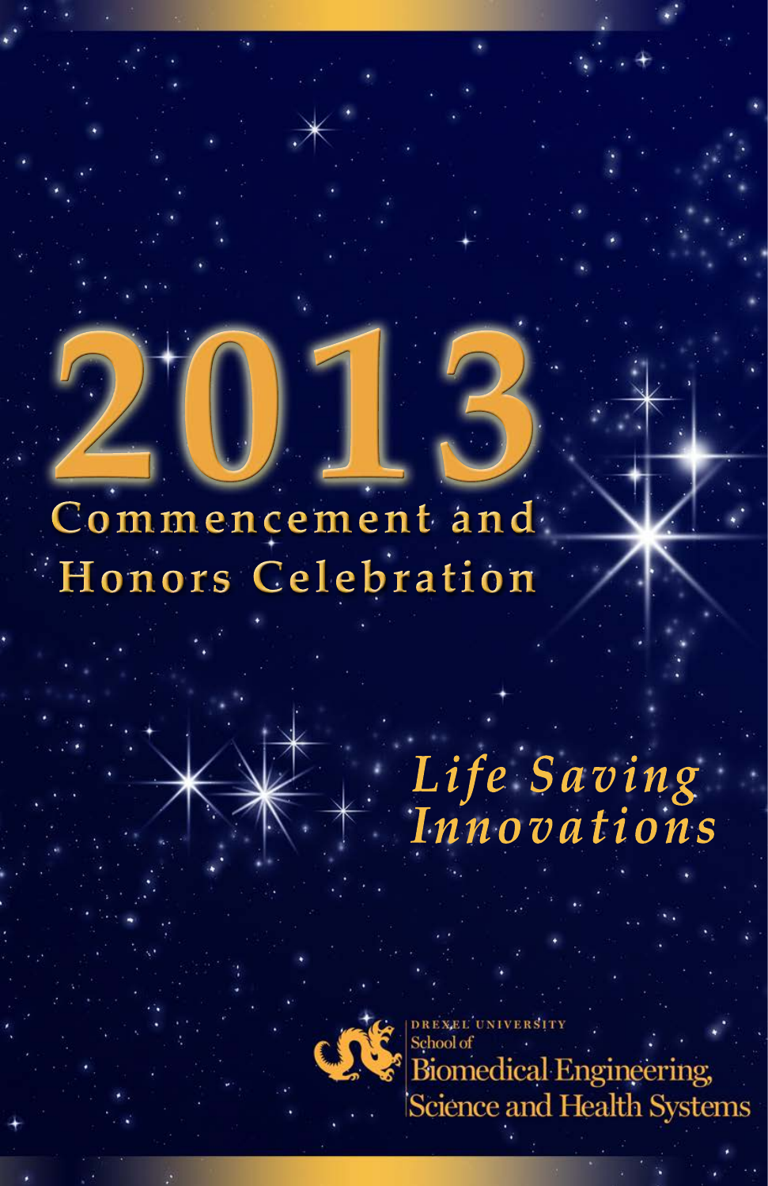# 2013

## Commencement and Honors Celebration

*Life Saving Innovations*

DREXEL UNIVERSITY
School of
Biomedical Engineering,
Science and Health Systems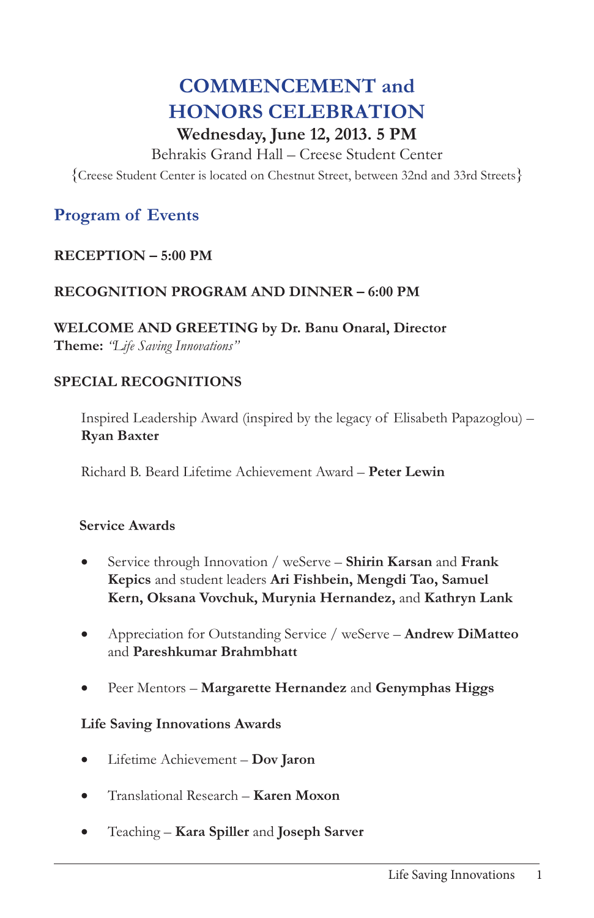# COMMENCEMENT and HONORS CELEBRATION

**Wednesday, June 12, 2013. 5 PM**

Behrakis Grand Hall – Creese Student Center

{Creese Student Center is located on Chestnut Street, between 32nd and 33rd Streets}

## Program of Events

**RECEPTION – 5:00 PM**

**RECOGNITION PROGRAM AND DINNER – 6:00 PM**

**WELCOME AND GREETING by Dr. Banu Onaral, Director**
**Theme:** *"Life Saving Innovations"*

**SPECIAL RECOGNITIONS**

Inspired Leadership Award (inspired by the legacy of Elisabeth Papazoglou) – **Ryan Baxter**

Richard B. Beard Lifetime Achievement Award – **Peter Lewin**

**Service Awards**

- Service through Innovation / weServe – **Shirin Karsan** and **Frank Kepics** and student leaders **Ari Fishbein, Mengdi Tao, Samuel Kern, Oksana Vovchuk, Murynia Hernandez,** and **Kathryn Lank**
- Appreciation for Outstanding Service / weServe – **Andrew DiMatteo** and **Pareshkumar Brahmbhatt**
- Peer Mentors – **Margarette Hernandez** and **Genymphas Higgs**

**Life Saving Innovations Awards**

- Lifetime Achievement – **Dov Jaron**
- Translational Research – **Karen Moxon**
- Teaching – **Kara Spiller** and **Joseph Sarver**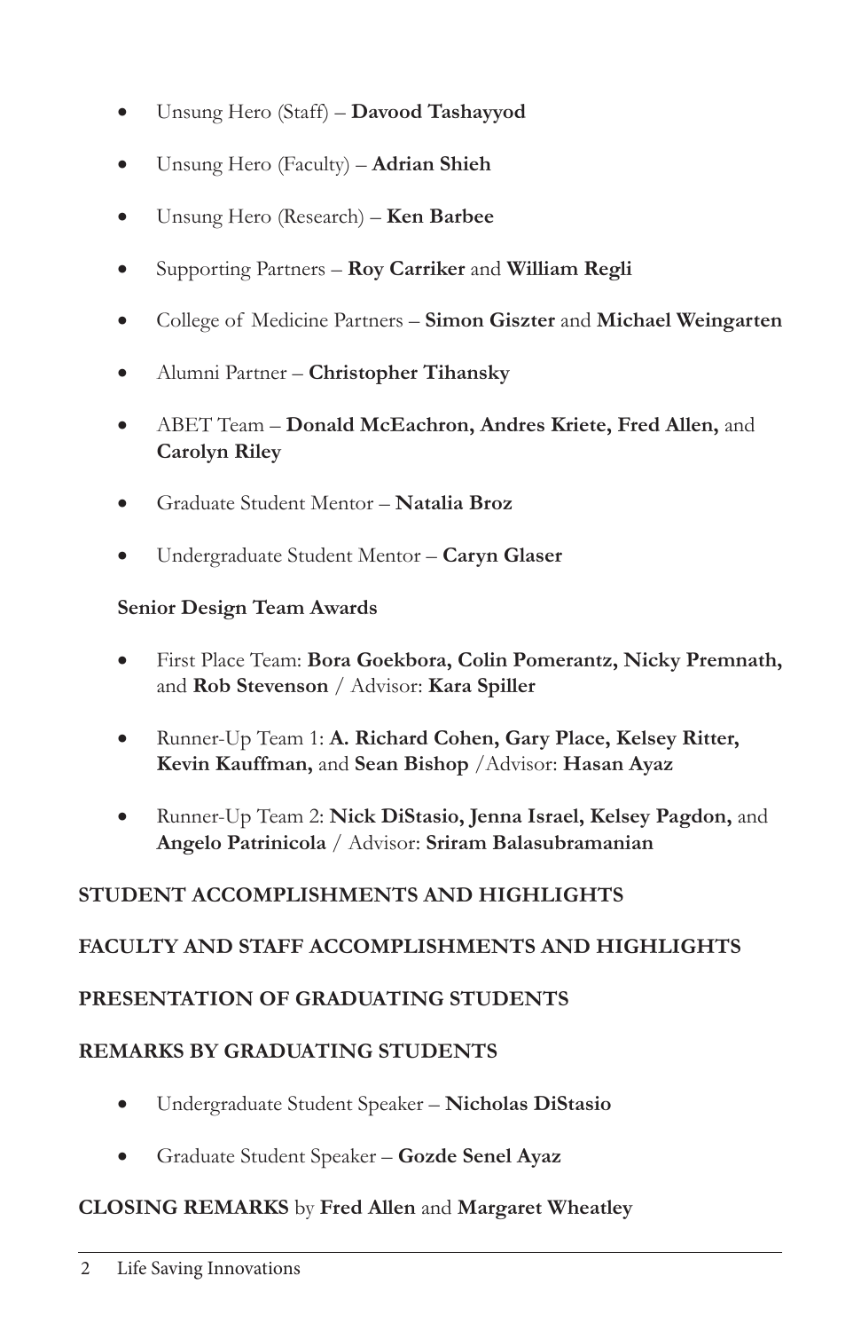- Unsung Hero (Staff) – **Davood Tashayyod**
- Unsung Hero (Faculty) – **Adrian Shieh**
- Unsung Hero (Research) – **Ken Barbee**
- Supporting Partners – **Roy Carriker** and **William Regli**
- College of Medicine Partners – **Simon Giszter** and **Michael Weingarten**
- Alumni Partner – **Christopher Tihansky**
- ABET Team – **Donald McEachron, Andres Kriete, Fred Allen,** and **Carolyn Riley**
- Graduate Student Mentor – **Natalia Broz**
- Undergraduate Student Mentor – **Caryn Glaser**

**Senior Design Team Awards**

- First Place Team: **Bora Goekbora, Colin Pomerantz, Nicky Premnath,** and **Rob Stevenson** / Advisor: **Kara Spiller**
- Runner-Up Team 1: **A. Richard Cohen, Gary Place, Kelsey Ritter, Kevin Kauffman,** and **Sean Bishop** /Advisor: **Hasan Ayaz**
- Runner-Up Team 2: **Nick DiStasio, Jenna Israel, Kelsey Pagdon,** and **Angelo Patrinicola** / Advisor: **Sriram Balasubramanian**

**STUDENT ACCOMPLISHMENTS AND HIGHLIGHTS**

**FACULTY AND STAFF ACCOMPLISHMENTS AND HIGHLIGHTS**

**PRESENTATION OF GRADUATING STUDENTS**

**REMARKS BY GRADUATING STUDENTS**

- Undergraduate Student Speaker – **Nicholas DiStasio**
- Graduate Student Speaker – **Gozde Senel Ayaz**

**CLOSING REMARKS** by **Fred Allen** and **Margaret Wheatley**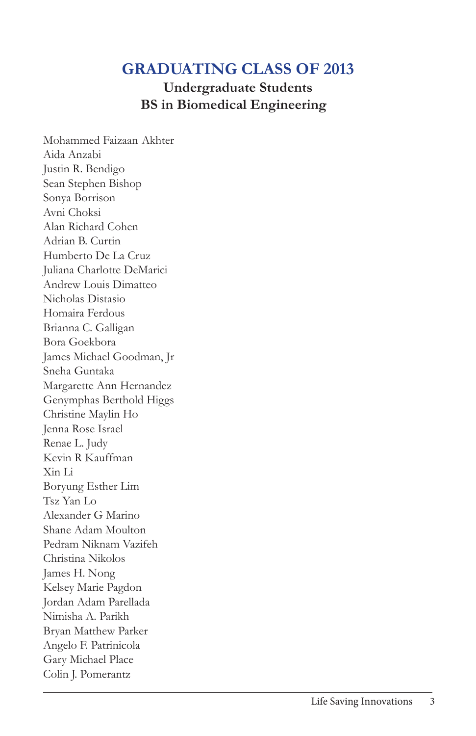# GRADUATING CLASS OF 2013

## Undergraduate Students
## BS in Biomedical Engineering

Mohammed Faizaan Akhter
Aida Anzabi
Justin R. Bendigo
Sean Stephen Bishop
Sonya Borrison
Avni Choksi
Alan Richard Cohen
Adrian B. Curtin
Humberto De La Cruz
Juliana Charlotte DeMarici
Andrew Louis Dimatteo
Nicholas Distasio
Homaira Ferdous
Brianna C. Galligan
Bora Goekbora
James Michael Goodman, Jr
Sneha Guntaka
Margarette Ann Hernandez
Genymphas Berthold Higgs
Christine Maylin Ho
Jenna Rose Israel
Renae L. Judy
Kevin R Kauffman
Xin Li
Boryung Esther Lim
Tsz Yan Lo
Alexander G Marino
Shane Adam Moulton
Pedram Niknam Vazifeh
Christina Nikolos
James H. Nong
Kelsey Marie Pagdon
Jordan Adam Parellada
Nimisha A. Parikh
Bryan Matthew Parker
Angelo F. Patrinicola
Gary Michael Place
Colin J. Pomerantz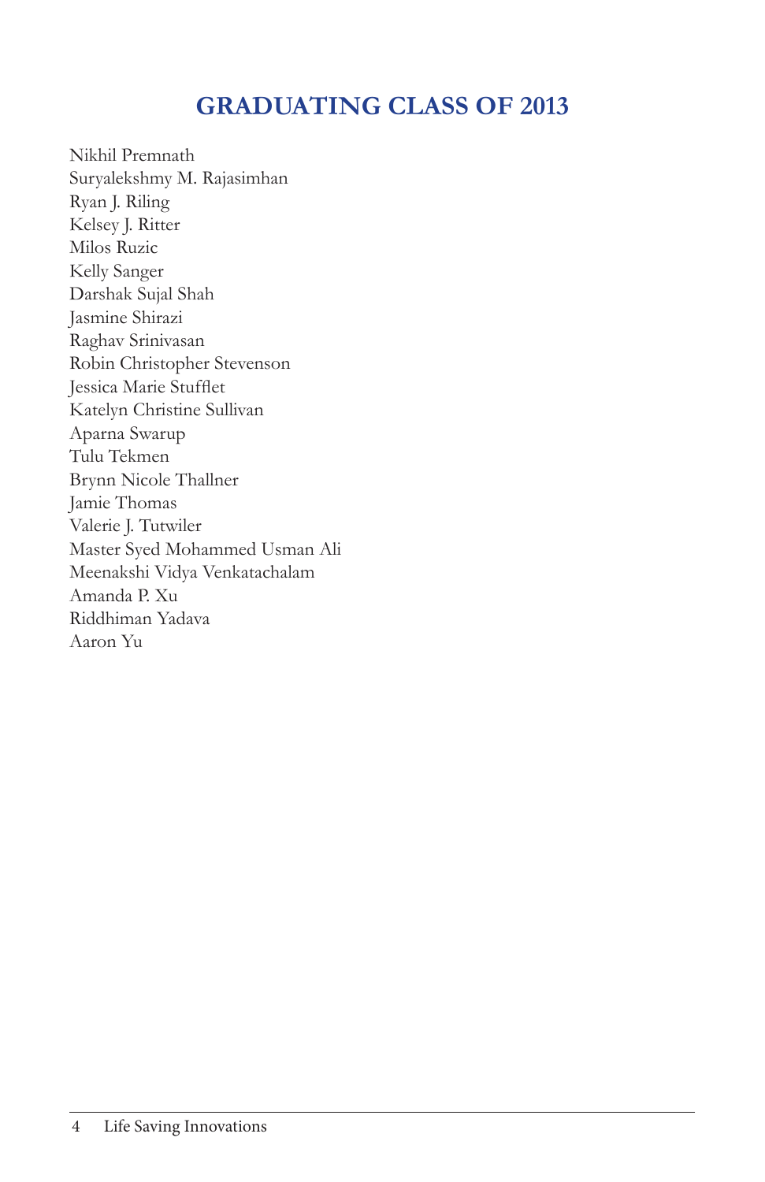## GRADUATING CLASS OF 2013

Nikhil Premnath
Suryalekshmy M. Rajasimhan
Ryan J. Riling
Kelsey J. Ritter
Milos Ruzic
Kelly Sanger
Darshak Sujal Shah
Jasmine Shirazi
Raghav Srinivasan
Robin Christopher Stevenson
Jessica Marie Stufflet
Katelyn Christine Sullivan
Aparna Swarup
Tulu Tekmen
Brynn Nicole Thallner
Jamie Thomas
Valerie J. Tutwiler
Master Syed Mohammed Usman Ali
Meenakshi Vidya Venkatachalam
Amanda P. Xu
Riddhiman Yadava
Aaron Yu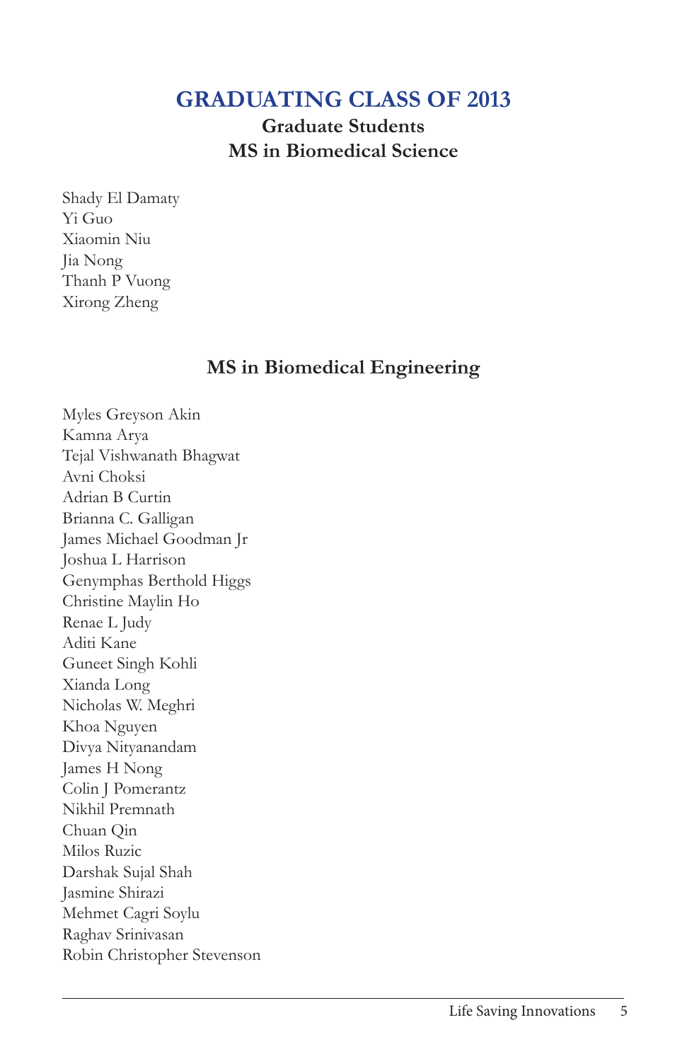# GRADUATING CLASS OF 2013

## Graduate Students

## MS in Biomedical Science

Shady El Damaty
Yi Guo
Xiaomin Niu
Jia Nong
Thanh P Vuong
Xirong Zheng

## MS in Biomedical Engineering

Myles Greyson Akin
Kamna Arya
Tejal Vishwanath Bhagwat
Avni Choksi
Adrian B Curtin
Brianna C. Galligan
James Michael Goodman Jr
Joshua L Harrison
Genymphas Berthold Higgs
Christine Maylin Ho
Renae L Judy
Aditi Kane
Guneet Singh Kohli
Xianda Long
Nicholas W. Meghri
Khoa Nguyen
Divya Nityanandam
James H Nong
Colin J Pomerantz
Nikhil Premnath
Chuan Qin
Milos Ruzic
Darshak Sujal Shah
Jasmine Shirazi
Mehmet Cagri Soylu
Raghav Srinivasan
Robin Christopher Stevenson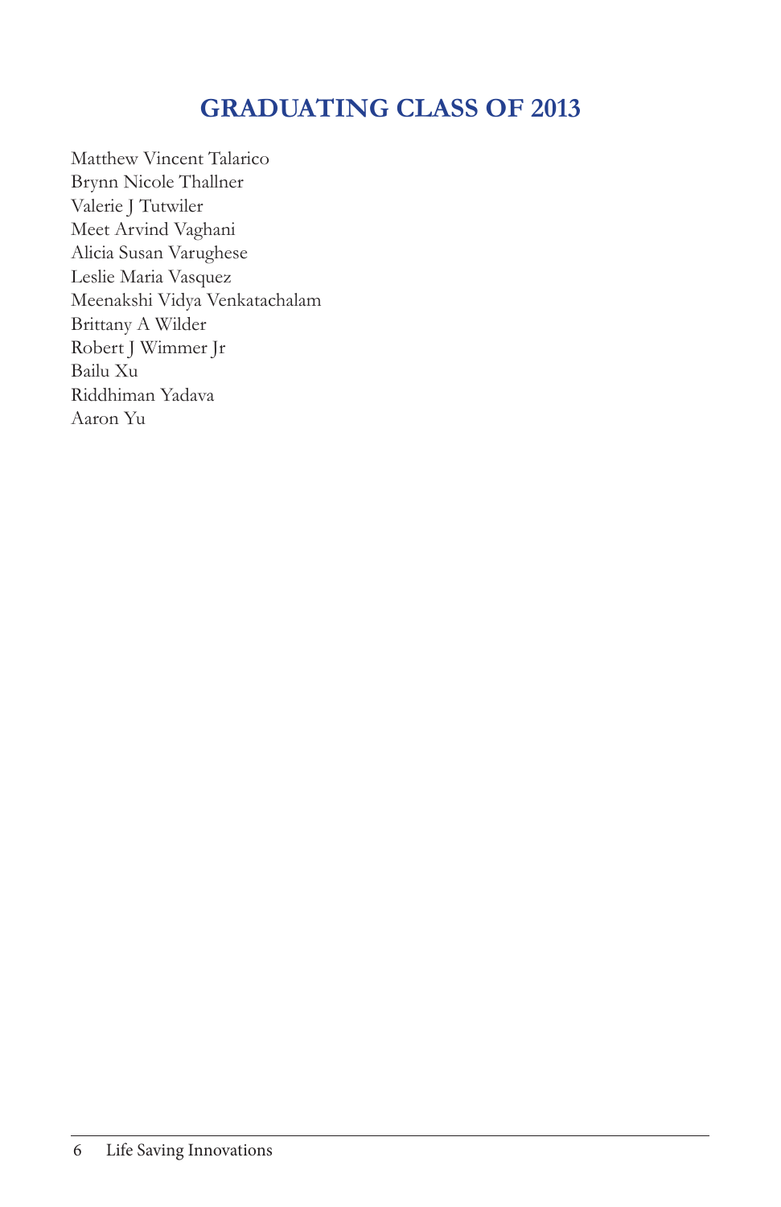## GRADUATING CLASS OF 2013

Matthew Vincent Talarico
Brynn Nicole Thallner
Valerie J Tutwiler
Meet Arvind Vaghani
Alicia Susan Varughese
Leslie Maria Vasquez
Meenakshi Vidya Venkatachalam
Brittany A Wilder
Robert J Wimmer Jr
Bailu Xu
Riddhiman Yadava
Aaron Yu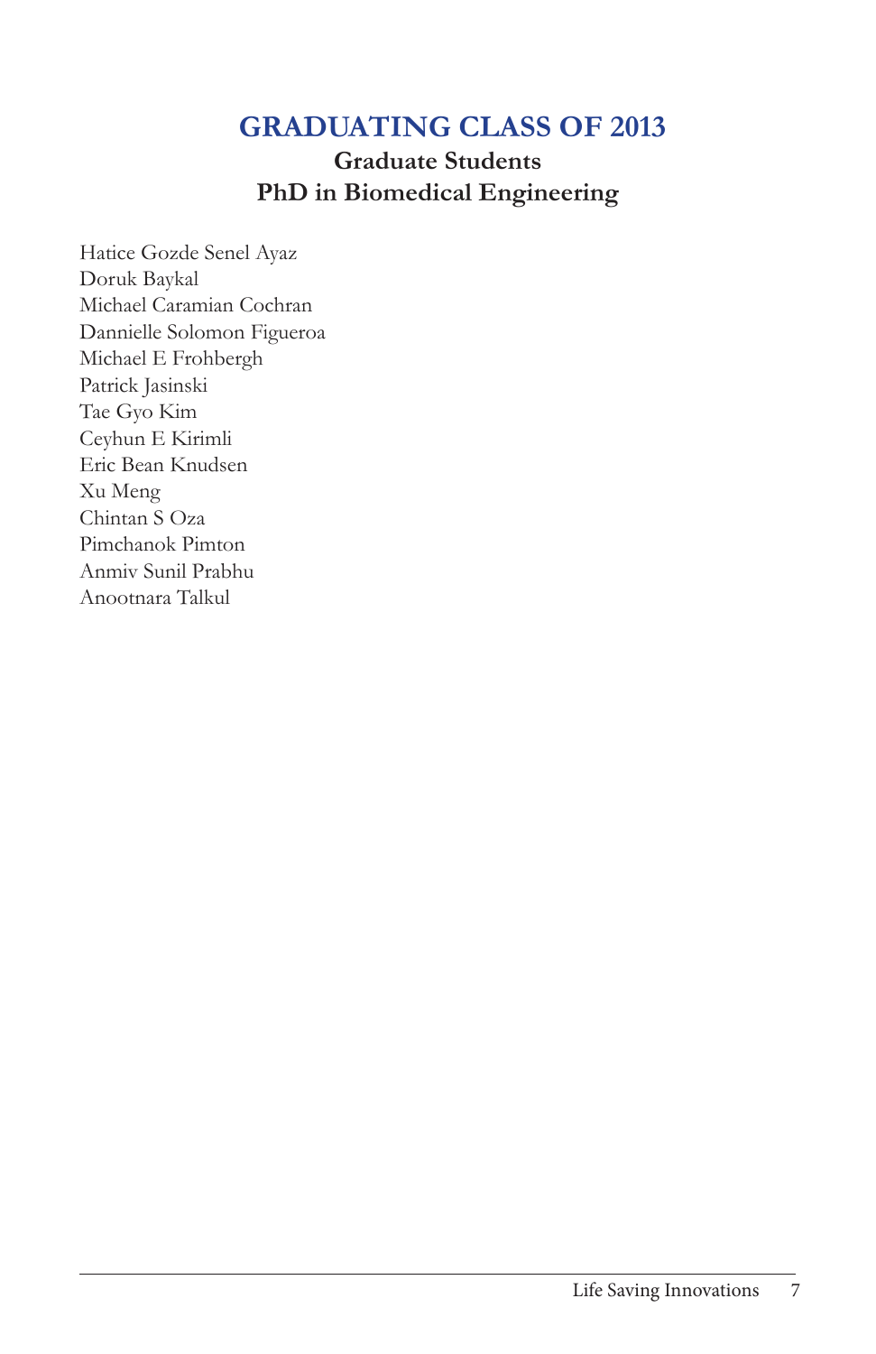# GRADUATING CLASS OF 2013

## Graduate Students

## PhD in Biomedical Engineering

Hatice Gozde Senel Ayaz
Doruk Baykal
Michael Caramian Cochran
Dannielle Solomon Figueroa
Michael E Frohbergh
Patrick Jasinski
Tae Gyo Kim
Ceyhun E Kirimli
Eric Bean Knudsen
Xu Meng
Chintan S Oza
Pimchanok Pimton
Anmiv Sunil Prabhu
Anootnara Talkul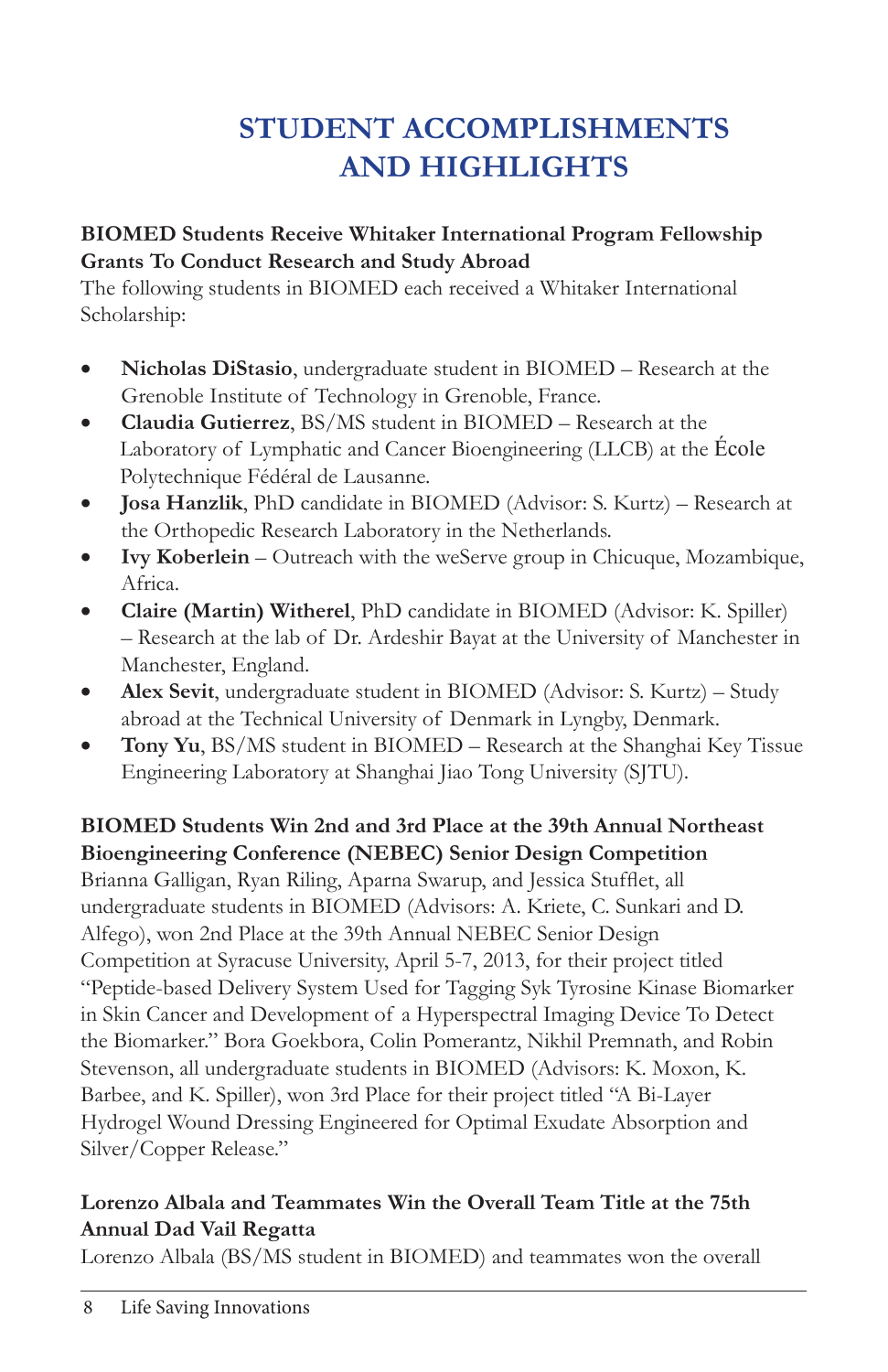# STUDENT ACCOMPLISHMENTS AND HIGHLIGHTS

**BIOMED Students Receive Whitaker International Program Fellowship Grants To Conduct Research and Study Abroad**

The following students in BIOMED each received a Whitaker International Scholarship:

- **Nicholas DiStasio**, undergraduate student in BIOMED – Research at the Grenoble Institute of Technology in Grenoble, France.
- **Claudia Gutierrez**, BS/MS student in BIOMED – Research at the Laboratory of Lymphatic and Cancer Bioengineering (LLCB) at the École Polytechnique Fédéral de Lausanne.
- **Josa Hanzlik**, PhD candidate in BIOMED (Advisor: S. Kurtz) – Research at the Orthopedic Research Laboratory in the Netherlands.
- **Ivy Koberlein** – Outreach with the weServe group in Chicuque, Mozambique, Africa.
- **Claire (Martin) Witherel**, PhD candidate in BIOMED (Advisor: K. Spiller) – Research at the lab of Dr. Ardeshir Bayat at the University of Manchester in Manchester, England.
- **Alex Sevit**, undergraduate student in BIOMED (Advisor: S. Kurtz) – Study abroad at the Technical University of Denmark in Lyngby, Denmark.
- **Tony Yu**, BS/MS student in BIOMED – Research at the Shanghai Key Tissue Engineering Laboratory at Shanghai Jiao Tong University (SJTU).

**BIOMED Students Win 2nd and 3rd Place at the 39th Annual Northeast Bioengineering Conference (NEBEC) Senior Design Competition**

Brianna Galligan, Ryan Riling, Aparna Swarup, and Jessica Stufflet, all undergraduate students in BIOMED (Advisors: A. Kriete, C. Sunkari and D. Alfego), won 2nd Place at the 39th Annual NEBEC Senior Design Competition at Syracuse University, April 5-7, 2013, for their project titled "Peptide-based Delivery System Used for Tagging Syk Tyrosine Kinase Biomarker in Skin Cancer and Development of a Hyperspectral Imaging Device To Detect the Biomarker." Bora Goekbora, Colin Pomerantz, Nikhil Premnath, and Robin Stevenson, all undergraduate students in BIOMED (Advisors: K. Moxon, K. Barbee, and K. Spiller), won 3rd Place for their project titled "A Bi-Layer Hydrogel Wound Dressing Engineered for Optimal Exudate Absorption and Silver/Copper Release."

**Lorenzo Albala and Teammates Win the Overall Team Title at the 75th Annual Dad Vail Regatta**

Lorenzo Albala (BS/MS student in BIOMED) and teammates won the overall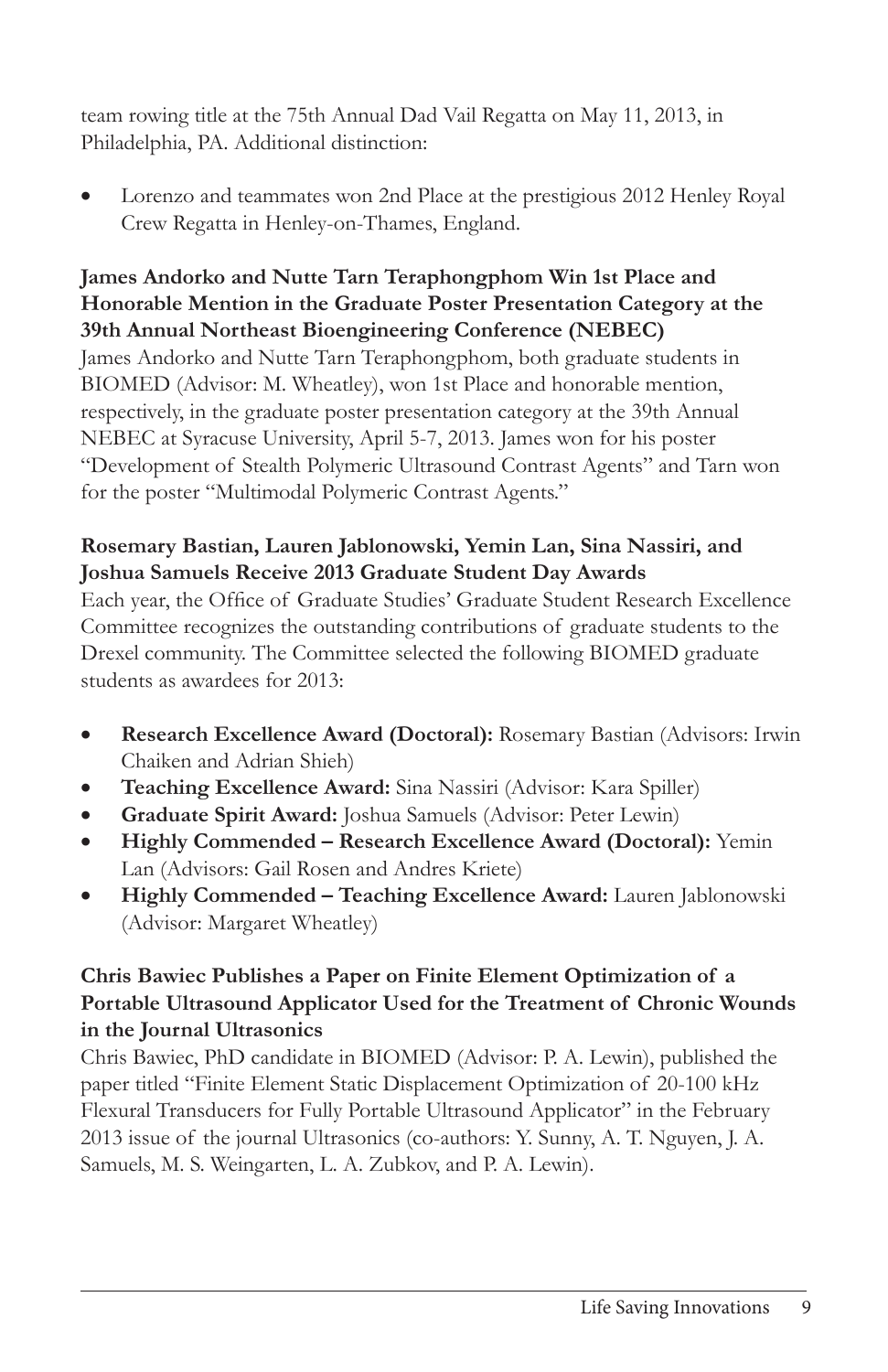team rowing title at the 75th Annual Dad Vail Regatta on May 11, 2013, in Philadelphia, PA. Additional distinction:

- Lorenzo and teammates won 2nd Place at the prestigious 2012 Henley Royal Crew Regatta in Henley-on-Thames, England.

**James Andorko and Nutte Tarn Teraphongphom Win 1st Place and Honorable Mention in the Graduate Poster Presentation Category at the 39th Annual Northeast Bioengineering Conference (NEBEC)**

James Andorko and Nutte Tarn Teraphongphom, both graduate students in BIOMED (Advisor: M. Wheatley), won 1st Place and honorable mention, respectively, in the graduate poster presentation category at the 39th Annual NEBEC at Syracuse University, April 5-7, 2013. James won for his poster "Development of Stealth Polymeric Ultrasound Contrast Agents" and Tarn won for the poster "Multimodal Polymeric Contrast Agents."

**Rosemary Bastian, Lauren Jablonowski, Yemin Lan, Sina Nassiri, and Joshua Samuels Receive 2013 Graduate Student Day Awards**

Each year, the Office of Graduate Studies' Graduate Student Research Excellence Committee recognizes the outstanding contributions of graduate students to the Drexel community. The Committee selected the following BIOMED graduate students as awardees for 2013:

- **Research Excellence Award (Doctoral):** Rosemary Bastian (Advisors: Irwin Chaiken and Adrian Shieh)
- **Teaching Excellence Award:** Sina Nassiri (Advisor: Kara Spiller)
- **Graduate Spirit Award:** Joshua Samuels (Advisor: Peter Lewin)
- **Highly Commended – Research Excellence Award (Doctoral):** Yemin Lan (Advisors: Gail Rosen and Andres Kriete)
- **Highly Commended – Teaching Excellence Award:** Lauren Jablonowski (Advisor: Margaret Wheatley)

**Chris Bawiec Publishes a Paper on Finite Element Optimization of a Portable Ultrasound Applicator Used for the Treatment of Chronic Wounds in the Journal Ultrasonics**

Chris Bawiec, PhD candidate in BIOMED (Advisor: P. A. Lewin), published the paper titled "Finite Element Static Displacement Optimization of 20-100 kHz Flexural Transducers for Fully Portable Ultrasound Applicator" in the February 2013 issue of the journal Ultrasonics (co-authors: Y. Sunny, A. T. Nguyen, J. A. Samuels, M. S. Weingarten, L. A. Zubkov, and P. A. Lewin).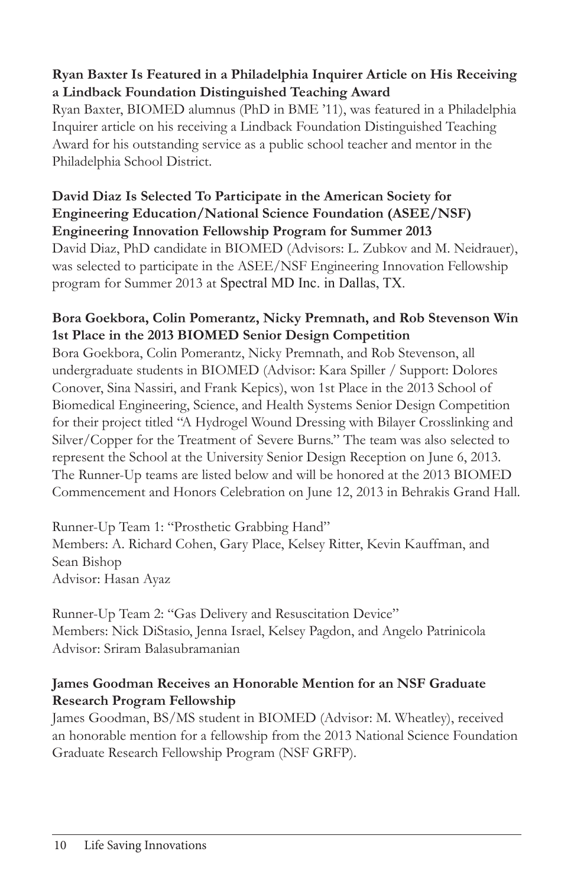**Ryan Baxter Is Featured in a Philadelphia Inquirer Article on His Receiving a Lindback Foundation Distinguished Teaching Award**

Ryan Baxter, BIOMED alumnus (PhD in BME '11), was featured in a Philadelphia Inquirer article on his receiving a Lindback Foundation Distinguished Teaching Award for his outstanding service as a public school teacher and mentor in the Philadelphia School District.

**David Diaz Is Selected To Participate in the American Society for Engineering Education/National Science Foundation (ASEE/NSF) Engineering Innovation Fellowship Program for Summer 2013**

David Diaz, PhD candidate in BIOMED (Advisors: L. Zubkov and M. Neidrauer), was selected to participate in the ASEE/NSF Engineering Innovation Fellowship program for Summer 2013 at Spectral MD Inc. in Dallas, TX.

**Bora Goekbora, Colin Pomerantz, Nicky Premnath, and Rob Stevenson Win 1st Place in the 2013 BIOMED Senior Design Competition**

Bora Goekbora, Colin Pomerantz, Nicky Premnath, and Rob Stevenson, all undergraduate students in BIOMED (Advisor: Kara Spiller / Support: Dolores Conover, Sina Nassiri, and Frank Kepics), won 1st Place in the 2013 School of Biomedical Engineering, Science, and Health Systems Senior Design Competition for their project titled "A Hydrogel Wound Dressing with Bilayer Crosslinking and Silver/Copper for the Treatment of Severe Burns." The team was also selected to represent the School at the University Senior Design Reception on June 6, 2013. The Runner-Up teams are listed below and will be honored at the 2013 BIOMED Commencement and Honors Celebration on June 12, 2013 in Behrakis Grand Hall.

Runner-Up Team 1: "Prosthetic Grabbing Hand"
Members: A. Richard Cohen, Gary Place, Kelsey Ritter, Kevin Kauffman, and Sean Bishop
Advisor: Hasan Ayaz

Runner-Up Team 2: "Gas Delivery and Resuscitation Device"
Members: Nick DiStasio, Jenna Israel, Kelsey Pagdon, and Angelo Patrinicola
Advisor: Sriram Balasubramanian

**James Goodman Receives an Honorable Mention for an NSF Graduate Research Program Fellowship**

James Goodman, BS/MS student in BIOMED (Advisor: M. Wheatley), received an honorable mention for a fellowship from the 2013 National Science Foundation Graduate Research Fellowship Program (NSF GRFP).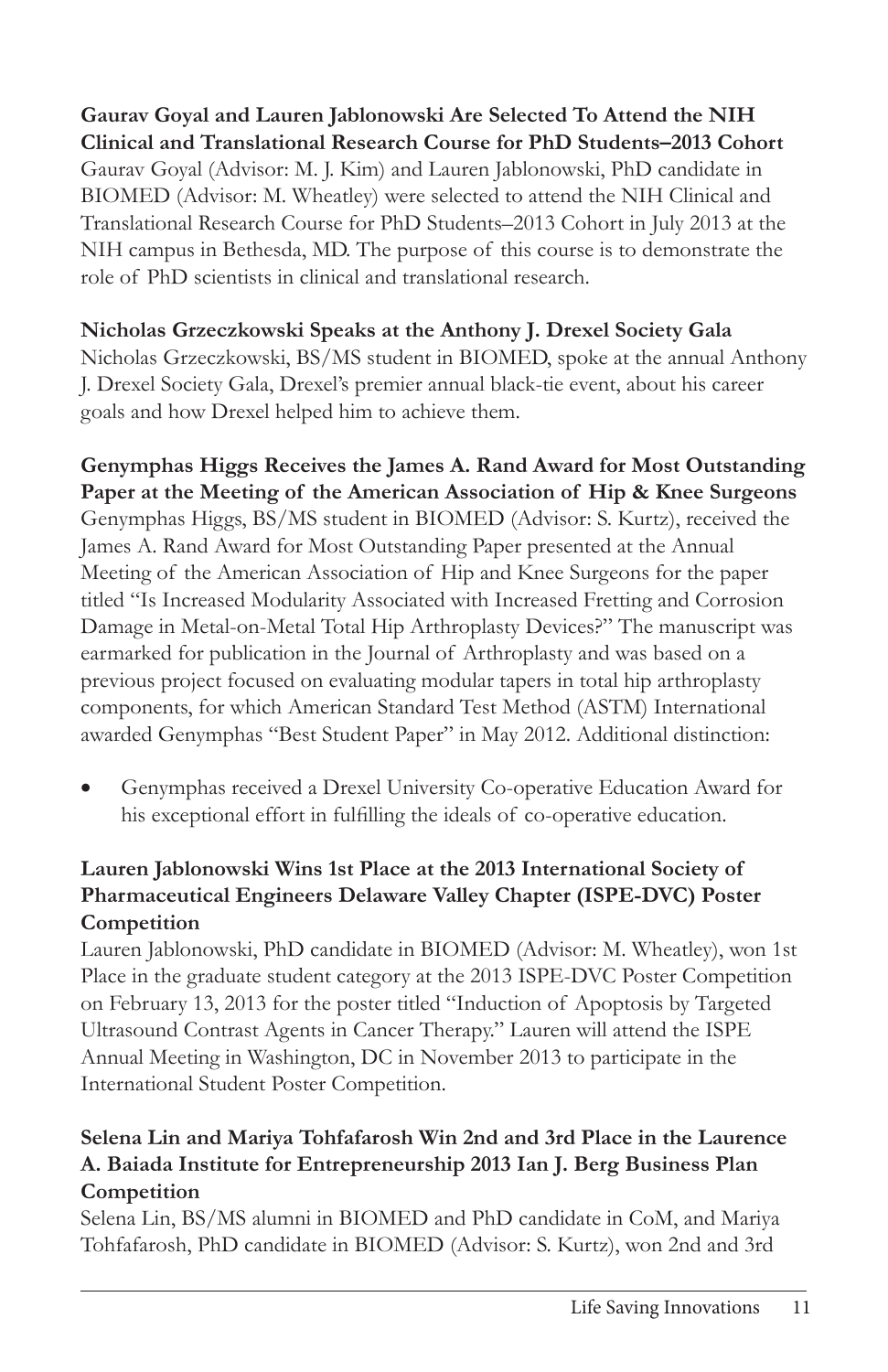**Gaurav Goyal and Lauren Jablonowski Are Selected To Attend the NIH Clinical and Translational Research Course for PhD Students–2013 Cohort**
Gaurav Goyal (Advisor: M. J. Kim) and Lauren Jablonowski, PhD candidate in BIOMED (Advisor: M. Wheatley) were selected to attend the NIH Clinical and Translational Research Course for PhD Students–2013 Cohort in July 2013 at the NIH campus in Bethesda, MD. The purpose of this course is to demonstrate the role of PhD scientists in clinical and translational research.

**Nicholas Grzeczkowski Speaks at the Anthony J. Drexel Society Gala**
Nicholas Grzeczkowski, BS/MS student in BIOMED, spoke at the annual Anthony J. Drexel Society Gala, Drexel's premier annual black-tie event, about his career goals and how Drexel helped him to achieve them.

**Genymphas Higgs Receives the James A. Rand Award for Most Outstanding Paper at the Meeting of the American Association of Hip & Knee Surgeons**
Genymphas Higgs, BS/MS student in BIOMED (Advisor: S. Kurtz), received the James A. Rand Award for Most Outstanding Paper presented at the Annual Meeting of the American Association of Hip and Knee Surgeons for the paper titled "Is Increased Modularity Associated with Increased Fretting and Corrosion Damage in Metal-on-Metal Total Hip Arthroplasty Devices?" The manuscript was earmarked for publication in the Journal of Arthroplasty and was based on a previous project focused on evaluating modular tapers in total hip arthroplasty components, for which American Standard Test Method (ASTM) International awarded Genymphas "Best Student Paper" in May 2012. Additional distinction:

- Genymphas received a Drexel University Co-operative Education Award for his exceptional effort in fulfilling the ideals of co-operative education.

**Lauren Jablonowski Wins 1st Place at the 2013 International Society of Pharmaceutical Engineers Delaware Valley Chapter (ISPE-DVC) Poster Competition**
Lauren Jablonowski, PhD candidate in BIOMED (Advisor: M. Wheatley), won 1st Place in the graduate student category at the 2013 ISPE-DVC Poster Competition on February 13, 2013 for the poster titled "Induction of Apoptosis by Targeted Ultrasound Contrast Agents in Cancer Therapy." Lauren will attend the ISPE Annual Meeting in Washington, DC in November 2013 to participate in the International Student Poster Competition.

**Selena Lin and Mariya Tohfafarosh Win 2nd and 3rd Place in the Laurence A. Baiada Institute for Entrepreneurship 2013 Ian J. Berg Business Plan Competition**
Selena Lin, BS/MS alumni in BIOMED and PhD candidate in CoM, and Mariya Tohfafarosh, PhD candidate in BIOMED (Advisor: S. Kurtz), won 2nd and 3rd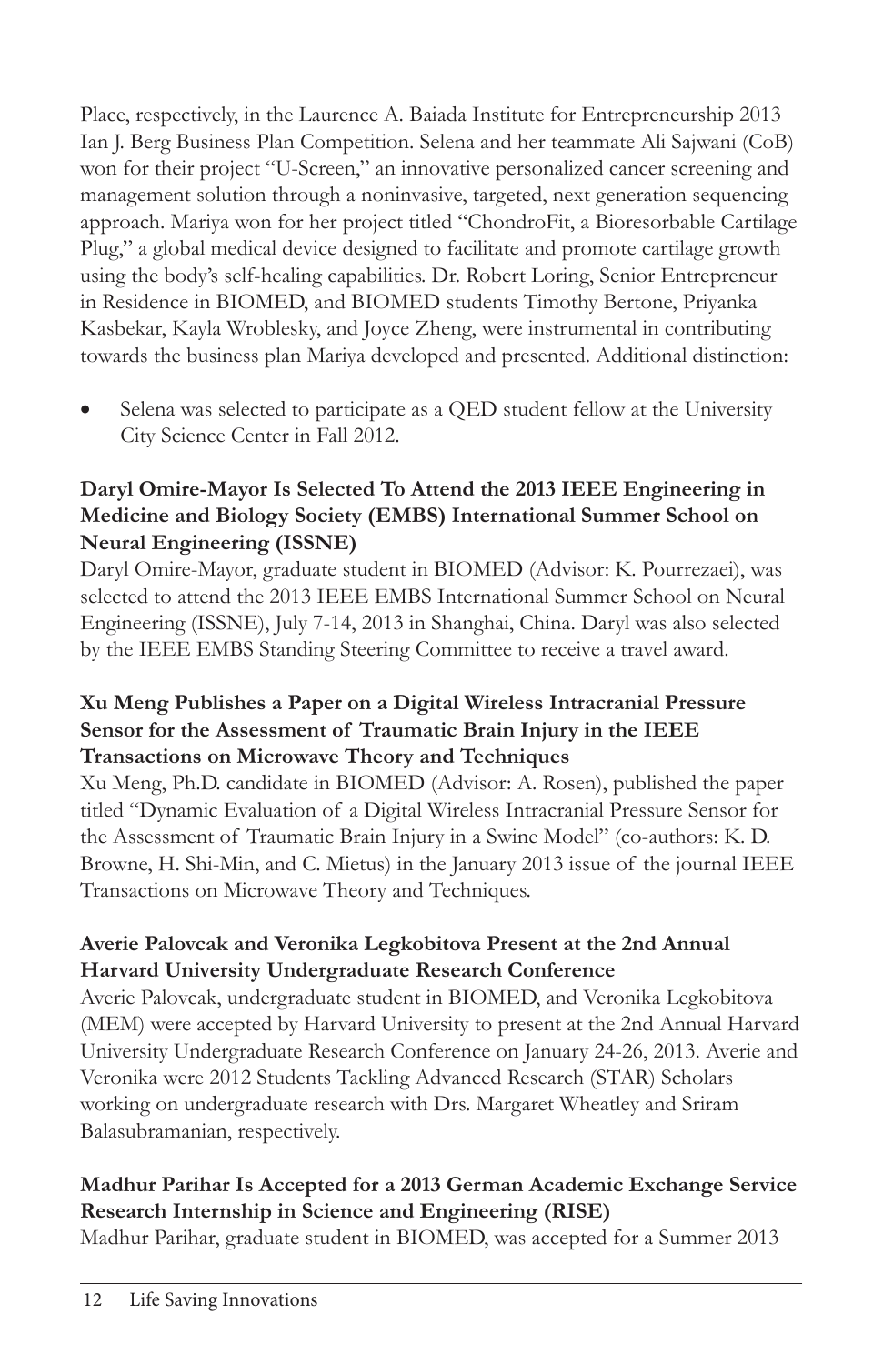Place, respectively, in the Laurence A. Baiada Institute for Entrepreneurship 2013 Ian J. Berg Business Plan Competition. Selena and her teammate Ali Sajwani (CoB) won for their project "U-Screen," an innovative personalized cancer screening and management solution through a noninvasive, targeted, next generation sequencing approach. Mariya won for her project titled "ChondroFit, a Bioresorbable Cartilage Plug," a global medical device designed to facilitate and promote cartilage growth using the body's self-healing capabilities. Dr. Robert Loring, Senior Entrepreneur in Residence in BIOMED, and BIOMED students Timothy Bertone, Priyanka Kasbekar, Kayla Wroblesky, and Joyce Zheng, were instrumental in contributing towards the business plan Mariya developed and presented. Additional distinction:

- Selena was selected to participate as a QED student fellow at the University City Science Center in Fall 2012.

**Daryl Omire-Mayor Is Selected To Attend the 2013 IEEE Engineering in Medicine and Biology Society (EMBS) International Summer School on Neural Engineering (ISSNE)**

Daryl Omire-Mayor, graduate student in BIOMED (Advisor: K. Pourrezaei), was selected to attend the 2013 IEEE EMBS International Summer School on Neural Engineering (ISSNE), July 7-14, 2013 in Shanghai, China. Daryl was also selected by the IEEE EMBS Standing Steering Committee to receive a travel award.

**Xu Meng Publishes a Paper on a Digital Wireless Intracranial Pressure Sensor for the Assessment of Traumatic Brain Injury in the IEEE Transactions on Microwave Theory and Techniques**

Xu Meng, Ph.D. candidate in BIOMED (Advisor: A. Rosen), published the paper titled "Dynamic Evaluation of a Digital Wireless Intracranial Pressure Sensor for the Assessment of Traumatic Brain Injury in a Swine Model" (co-authors: K. D. Browne, H. Shi-Min, and C. Mietus) in the January 2013 issue of the journal IEEE Transactions on Microwave Theory and Techniques.

**Averie Palovcak and Veronika Legkobitova Present at the 2nd Annual Harvard University Undergraduate Research Conference**

Averie Palovcak, undergraduate student in BIOMED, and Veronika Legkobitova (MEM) were accepted by Harvard University to present at the 2nd Annual Harvard University Undergraduate Research Conference on January 24-26, 2013. Averie and Veronika were 2012 Students Tackling Advanced Research (STAR) Scholars working on undergraduate research with Drs. Margaret Wheatley and Sriram Balasubramanian, respectively.

**Madhur Parihar Is Accepted for a 2013 German Academic Exchange Service Research Internship in Science and Engineering (RISE)**

Madhur Parihar, graduate student in BIOMED, was accepted for a Summer 2013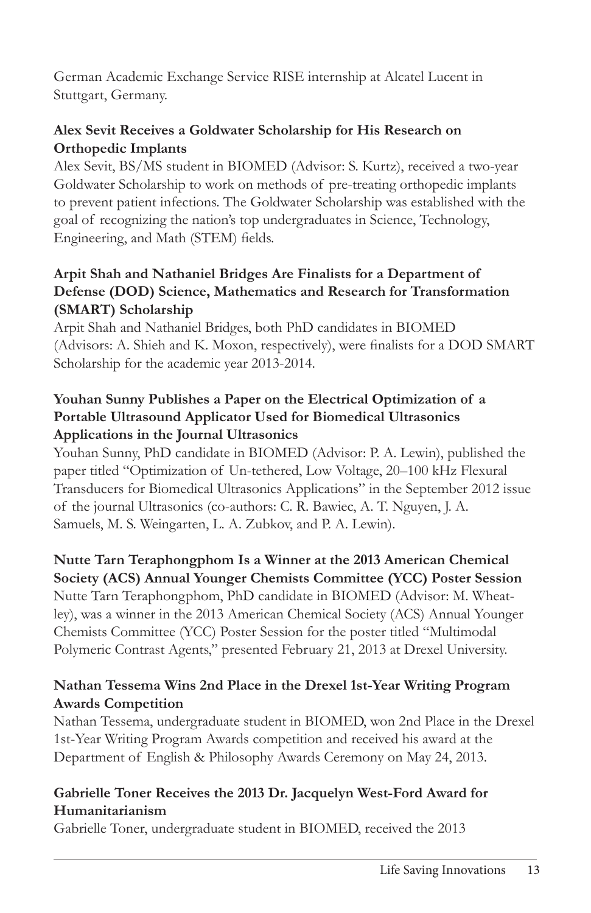German Academic Exchange Service RISE internship at Alcatel Lucent in Stuttgart, Germany.

**Alex Sevit Receives a Goldwater Scholarship for His Research on Orthopedic Implants**

Alex Sevit, BS/MS student in BIOMED (Advisor: S. Kurtz), received a two-year Goldwater Scholarship to work on methods of pre-treating orthopedic implants to prevent patient infections. The Goldwater Scholarship was established with the goal of recognizing the nation's top undergraduates in Science, Technology, Engineering, and Math (STEM) fields.

**Arpit Shah and Nathaniel Bridges Are Finalists for a Department of Defense (DOD) Science, Mathematics and Research for Transformation (SMART) Scholarship**

Arpit Shah and Nathaniel Bridges, both PhD candidates in BIOMED (Advisors: A. Shieh and K. Moxon, respectively), were finalists for a DOD SMART Scholarship for the academic year 2013-2014.

**Youhan Sunny Publishes a Paper on the Electrical Optimization of a Portable Ultrasound Applicator Used for Biomedical Ultrasonics Applications in the Journal Ultrasonics**

Youhan Sunny, PhD candidate in BIOMED (Advisor: P. A. Lewin), published the paper titled "Optimization of Un-tethered, Low Voltage, 20–100 kHz Flexural Transducers for Biomedical Ultrasonics Applications" in the September 2012 issue of the journal Ultrasonics (co-authors: C. R. Bawiec, A. T. Nguyen, J. A. Samuels, M. S. Weingarten, L. A. Zubkov, and P. A. Lewin).

**Nutte Tarn Teraphongphom Is a Winner at the 2013 American Chemical Society (ACS) Annual Younger Chemists Committee (YCC) Poster Session**

Nutte Tarn Teraphongphom, PhD candidate in BIOMED (Advisor: M. Wheatley), was a winner in the 2013 American Chemical Society (ACS) Annual Younger Chemists Committee (YCC) Poster Session for the poster titled "Multimodal Polymeric Contrast Agents," presented February 21, 2013 at Drexel University.

**Nathan Tessema Wins 2nd Place in the Drexel 1st-Year Writing Program Awards Competition**

Nathan Tessema, undergraduate student in BIOMED, won 2nd Place in the Drexel 1st-Year Writing Program Awards competition and received his award at the Department of English & Philosophy Awards Ceremony on May 24, 2013.

**Gabrielle Toner Receives the 2013 Dr. Jacquelyn West-Ford Award for Humanitarianism**

Gabrielle Toner, undergraduate student in BIOMED, received the 2013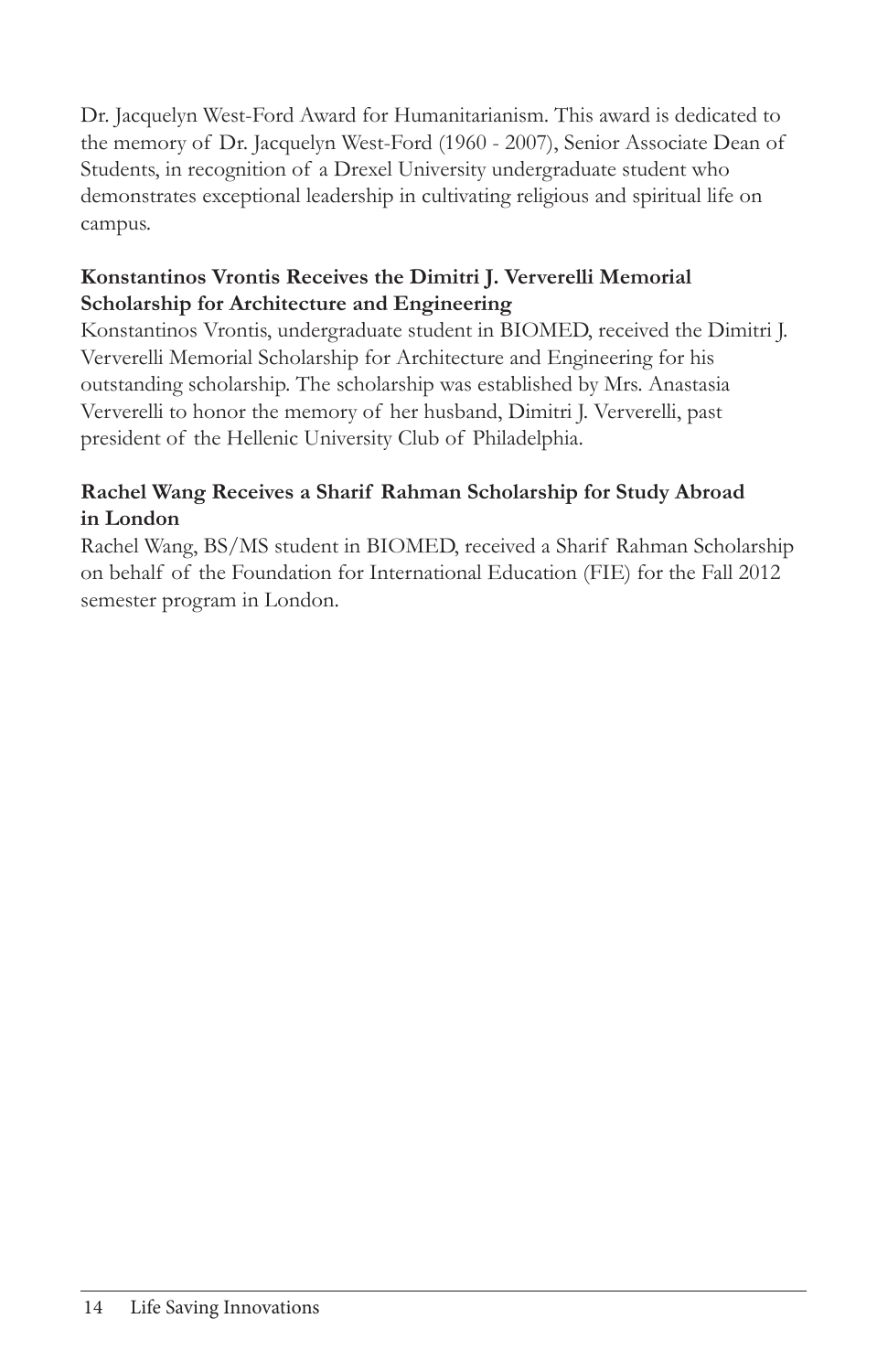Dr. Jacquelyn West-Ford Award for Humanitarianism. This award is dedicated to the memory of Dr. Jacquelyn West-Ford (1960 - 2007), Senior Associate Dean of Students, in recognition of a Drexel University undergraduate student who demonstrates exceptional leadership in cultivating religious and spiritual life on campus.

**Konstantinos Vrontis Receives the Dimitri J. Ververelli Memorial Scholarship for Architecture and Engineering**

Konstantinos Vrontis, undergraduate student in BIOMED, received the Dimitri J. Ververelli Memorial Scholarship for Architecture and Engineering for his outstanding scholarship. The scholarship was established by Mrs. Anastasia Ververelli to honor the memory of her husband, Dimitri J. Ververelli, past president of the Hellenic University Club of Philadelphia.

**Rachel Wang Receives a Sharif Rahman Scholarship for Study Abroad in London**

Rachel Wang, BS/MS student in BIOMED, received a Sharif Rahman Scholarship on behalf of the Foundation for International Education (FIE) for the Fall 2012 semester program in London.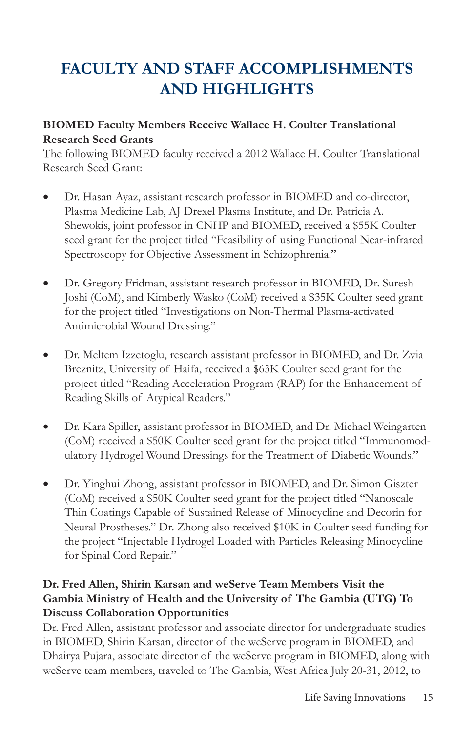# FACULTY AND STAFF ACCOMPLISHMENTS AND HIGHLIGHTS

**BIOMED Faculty Members Receive Wallace H. Coulter Translational Research Seed Grants**

The following BIOMED faculty received a 2012 Wallace H. Coulter Translational Research Seed Grant:

- Dr. Hasan Ayaz, assistant research professor in BIOMED and co-director, Plasma Medicine Lab, AJ Drexel Plasma Institute, and Dr. Patricia A. Shewokis, joint professor in CNHP and BIOMED, received a $55K Coulter seed grant for the project titled "Feasibility of using Functional Near-infrared Spectroscopy for Objective Assessment in Schizophrenia."

- Dr. Gregory Fridman, assistant research professor in BIOMED, Dr. Suresh Joshi (CoM), and Kimberly Wasko (CoM) received a $35K Coulter seed grant for the project titled "Investigations on Non-Thermal Plasma-activated Antimicrobial Wound Dressing."

- Dr. Meltem Izzetoglu, research assistant professor in BIOMED, and Dr. Zvia Breznitz, University of Haifa, received a $63K Coulter seed grant for the project titled "Reading Acceleration Program (RAP) for the Enhancement of Reading Skills of Atypical Readers."

- Dr. Kara Spiller, assistant professor in BIOMED, and Dr. Michael Weingarten (CoM) received a $50K Coulter seed grant for the project titled "Immunomodulatory Hydrogel Wound Dressings for the Treatment of Diabetic Wounds."

- Dr. Yinghui Zhong, assistant professor in BIOMED, and Dr. Simon Giszter (CoM) received a $50K Coulter seed grant for the project titled "Nanoscale Thin Coatings Capable of Sustained Release of Minocycline and Decorin for Neural Prostheses." Dr. Zhong also received $10K in Coulter seed funding for the project "Injectable Hydrogel Loaded with Particles Releasing Minocycline for Spinal Cord Repair."

**Dr. Fred Allen, Shirin Karsan and weServe Team Members Visit the Gambia Ministry of Health and the University of The Gambia (UTG) To Discuss Collaboration Opportunities**

Dr. Fred Allen, assistant professor and associate director for undergraduate studies in BIOMED, Shirin Karsan, director of the weServe program in BIOMED, and Dhairya Pujara, associate director of the weServe program in BIOMED, along with weServe team members, traveled to The Gambia, West Africa July 20-31, 2012, to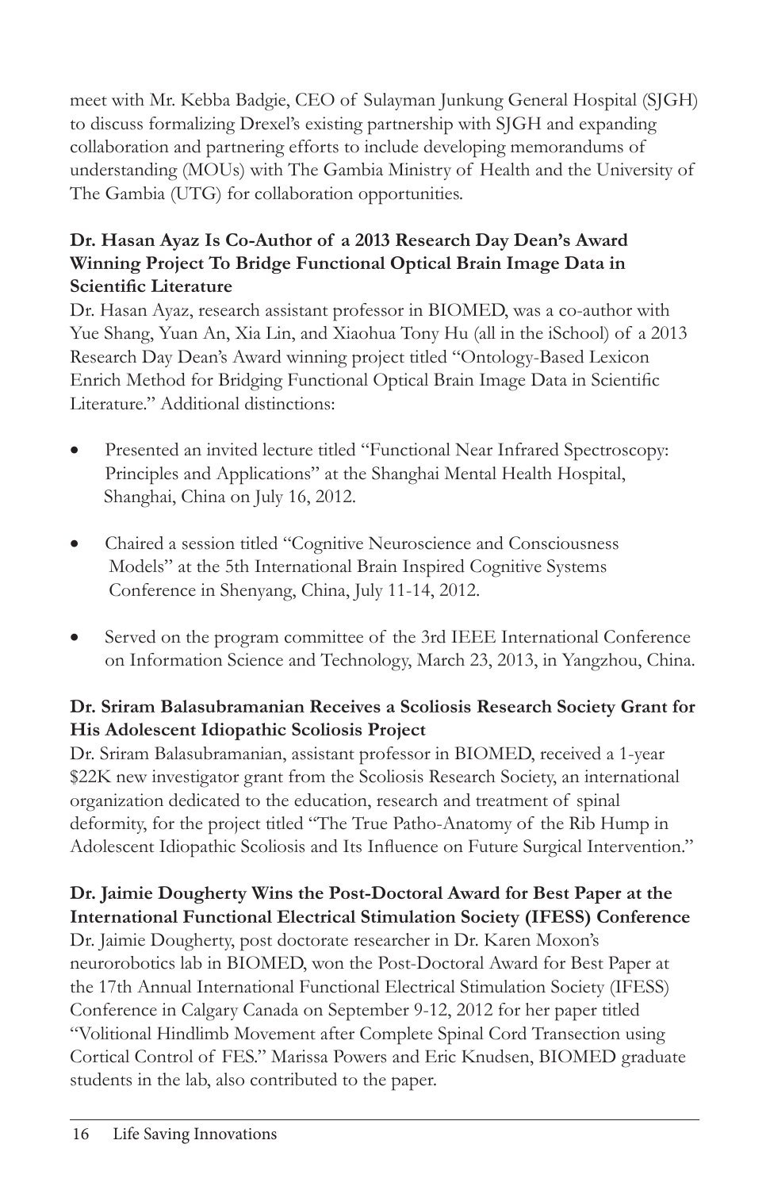meet with Mr. Kebba Badgie, CEO of Sulayman Junkung General Hospital (SJGH) to discuss formalizing Drexel's existing partnership with SJGH and expanding collaboration and partnering efforts to include developing memorandums of understanding (MOUs) with The Gambia Ministry of Health and the University of The Gambia (UTG) for collaboration opportunities.

**Dr. Hasan Ayaz Is Co-Author of a 2013 Research Day Dean's Award Winning Project To Bridge Functional Optical Brain Image Data in Scientific Literature**

Dr. Hasan Ayaz, research assistant professor in BIOMED, was a co-author with Yue Shang, Yuan An, Xia Lin, and Xiaohua Tony Hu (all in the iSchool) of a 2013 Research Day Dean's Award winning project titled "Ontology-Based Lexicon Enrich Method for Bridging Functional Optical Brain Image Data in Scientific Literature." Additional distinctions:

- Presented an invited lecture titled "Functional Near Infrared Spectroscopy: Principles and Applications" at the Shanghai Mental Health Hospital, Shanghai, China on July 16, 2012.
- Chaired a session titled "Cognitive Neuroscience and Consciousness Models" at the 5th International Brain Inspired Cognitive Systems Conference in Shenyang, China, July 11-14, 2012.
- Served on the program committee of the 3rd IEEE International Conference on Information Science and Technology, March 23, 2013, in Yangzhou, China.

**Dr. Sriram Balasubramanian Receives a Scoliosis Research Society Grant for His Adolescent Idiopathic Scoliosis Project**

Dr. Sriram Balasubramanian, assistant professor in BIOMED, received a 1-year $22K new investigator grant from the Scoliosis Research Society, an international organization dedicated to the education, research and treatment of spinal deformity, for the project titled "The True Patho-Anatomy of the Rib Hump in Adolescent Idiopathic Scoliosis and Its Influence on Future Surgical Intervention."

**Dr. Jaimie Dougherty Wins the Post-Doctoral Award for Best Paper at the International Functional Electrical Stimulation Society (IFESS) Conference**

Dr. Jaimie Dougherty, post doctorate researcher in Dr. Karen Moxon's neurorobotics lab in BIOMED, won the Post-Doctoral Award for Best Paper at the 17th Annual International Functional Electrical Stimulation Society (IFESS) Conference in Calgary Canada on September 9-12, 2012 for her paper titled "Volitional Hindlimb Movement after Complete Spinal Cord Transection using Cortical Control of FES." Marissa Powers and Eric Knudsen, BIOMED graduate students in the lab, also contributed to the paper.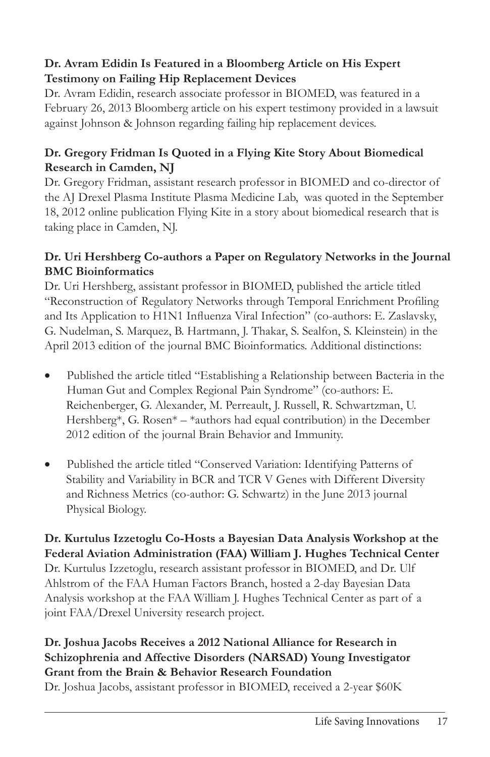**Dr. Avram Edidin Is Featured in a Bloomberg Article on His Expert Testimony on Failing Hip Replacement Devices**

Dr. Avram Edidin, research associate professor in BIOMED, was featured in a February 26, 2013 Bloomberg article on his expert testimony provided in a lawsuit against Johnson & Johnson regarding failing hip replacement devices.

**Dr. Gregory Fridman Is Quoted in a Flying Kite Story About Biomedical Research in Camden, NJ**

Dr. Gregory Fridman, assistant research professor in BIOMED and co-director of the AJ Drexel Plasma Institute Plasma Medicine Lab, was quoted in the September 18, 2012 online publication Flying Kite in a story about biomedical research that is taking place in Camden, NJ.

**Dr. Uri Hershberg Co-authors a Paper on Regulatory Networks in the Journal BMC Bioinformatics**

Dr. Uri Hershberg, assistant professor in BIOMED, published the article titled "Reconstruction of Regulatory Networks through Temporal Enrichment Profiling and Its Application to H1N1 Influenza Viral Infection" (co-authors: E. Zaslavsky, G. Nudelman, S. Marquez, B. Hartmann, J. Thakar, S. Sealfon, S. Kleinstein) in the April 2013 edition of the journal BMC Bioinformatics. Additional distinctions:

- Published the article titled "Establishing a Relationship between Bacteria in the Human Gut and Complex Regional Pain Syndrome" (co-authors: E. Reichenberger, G. Alexander, M. Perreault, J. Russell, R. Schwartzman, U. Hershberg*, G. Rosen* – *authors had equal contribution) in the December 2012 edition of the journal Brain Behavior and Immunity.

- Published the article titled "Conserved Variation: Identifying Patterns of Stability and Variability in BCR and TCR V Genes with Different Diversity and Richness Metrics (co-author: G. Schwartz) in the June 2013 journal Physical Biology.

**Dr. Kurtulus Izzetoglu Co-Hosts a Bayesian Data Analysis Workshop at the Federal Aviation Administration (FAA) William J. Hughes Technical Center**

Dr. Kurtulus Izzetoglu, research assistant professor in BIOMED, and Dr. Ulf Ahlstrom of the FAA Human Factors Branch, hosted a 2-day Bayesian Data Analysis workshop at the FAA William J. Hughes Technical Center as part of a joint FAA/Drexel University research project.

**Dr. Joshua Jacobs Receives a 2012 National Alliance for Research in Schizophrenia and Affective Disorders (NARSAD) Young Investigator Grant from the Brain & Behavior Research Foundation**

Dr. Joshua Jacobs, assistant professor in BIOMED, received a 2-year $60K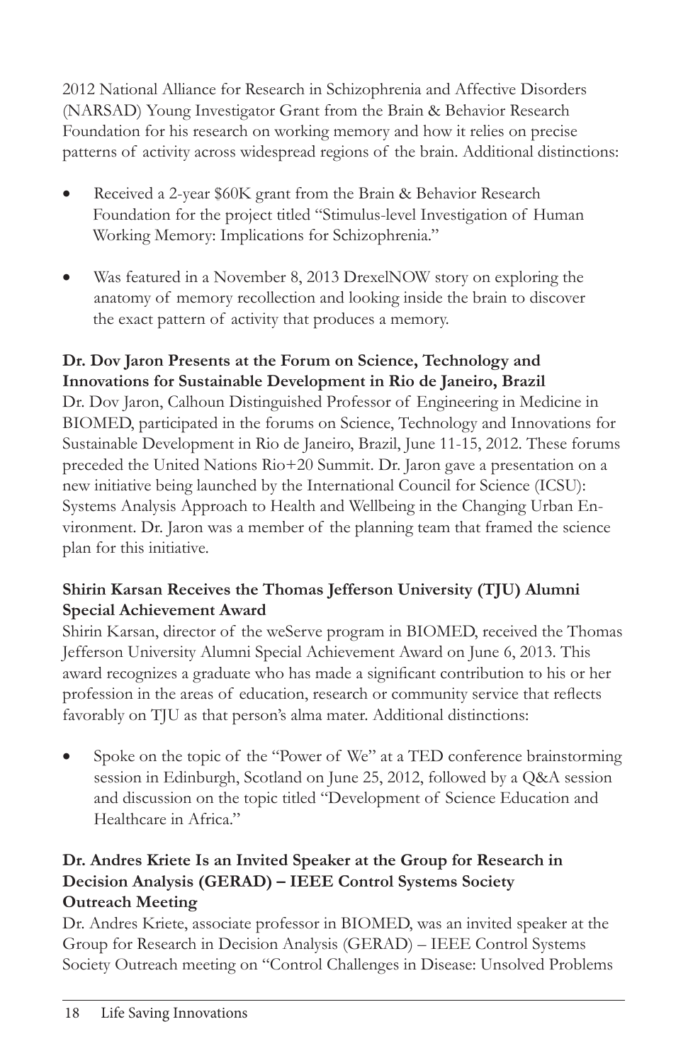2012 National Alliance for Research in Schizophrenia and Affective Disorders (NARSAD) Young Investigator Grant from the Brain & Behavior Research Foundation for his research on working memory and how it relies on precise patterns of activity across widespread regions of the brain. Additional distinctions:

- Received a 2-year $60K grant from the Brain & Behavior Research Foundation for the project titled "Stimulus-level Investigation of Human Working Memory: Implications for Schizophrenia."
- Was featured in a November 8, 2013 DrexelNOW story on exploring the anatomy of memory recollection and looking inside the brain to discover the exact pattern of activity that produces a memory.

**Dr. Dov Jaron Presents at the Forum on Science, Technology and Innovations for Sustainable Development in Rio de Janeiro, Brazil**

Dr. Dov Jaron, Calhoun Distinguished Professor of Engineering in Medicine in BIOMED, participated in the forums on Science, Technology and Innovations for Sustainable Development in Rio de Janeiro, Brazil, June 11-15, 2012. These forums preceded the United Nations Rio+20 Summit. Dr. Jaron gave a presentation on a new initiative being launched by the International Council for Science (ICSU): Systems Analysis Approach to Health and Wellbeing in the Changing Urban Environment. Dr. Jaron was a member of the planning team that framed the science plan for this initiative.

**Shirin Karsan Receives the Thomas Jefferson University (TJU) Alumni Special Achievement Award**

Shirin Karsan, director of the weServe program in BIOMED, received the Thomas Jefferson University Alumni Special Achievement Award on June 6, 2013. This award recognizes a graduate who has made a significant contribution to his or her profession in the areas of education, research or community service that reflects favorably on TJU as that person's alma mater. Additional distinctions:

- Spoke on the topic of the "Power of We" at a TED conference brainstorming session in Edinburgh, Scotland on June 25, 2012, followed by a Q&A session and discussion on the topic titled "Development of Science Education and Healthcare in Africa."

**Dr. Andres Kriete Is an Invited Speaker at the Group for Research in Decision Analysis (GERAD) – IEEE Control Systems Society Outreach Meeting**

Dr. Andres Kriete, associate professor in BIOMED, was an invited speaker at the Group for Research in Decision Analysis (GERAD) – IEEE Control Systems Society Outreach meeting on "Control Challenges in Disease: Unsolved Problems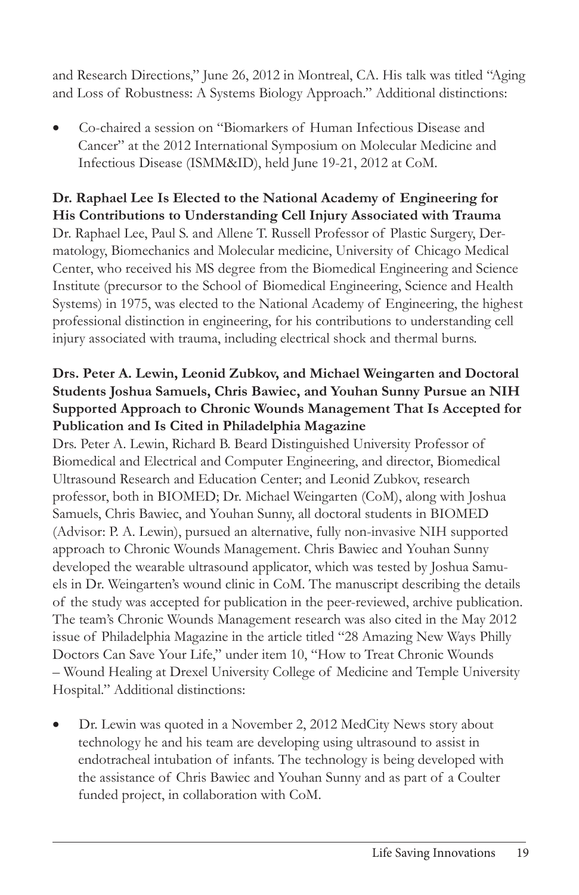and Research Directions," June 26, 2012 in Montreal, CA. His talk was titled "Aging and Loss of Robustness: A Systems Biology Approach." Additional distinctions:

- Co-chaired a session on "Biomarkers of Human Infectious Disease and Cancer" at the 2012 International Symposium on Molecular Medicine and Infectious Disease (ISMM&ID), held June 19-21, 2012 at CoM.

**Dr. Raphael Lee Is Elected to the National Academy of Engineering for His Contributions to Understanding Cell Injury Associated with Trauma**

Dr. Raphael Lee, Paul S. and Allene T. Russell Professor of Plastic Surgery, Dermatology, Biomechanics and Molecular medicine, University of Chicago Medical Center, who received his MS degree from the Biomedical Engineering and Science Institute (precursor to the School of Biomedical Engineering, Science and Health Systems) in 1975, was elected to the National Academy of Engineering, the highest professional distinction in engineering, for his contributions to understanding cell injury associated with trauma, including electrical shock and thermal burns.

**Drs. Peter A. Lewin, Leonid Zubkov, and Michael Weingarten and Doctoral Students Joshua Samuels, Chris Bawiec, and Youhan Sunny Pursue an NIH Supported Approach to Chronic Wounds Management That Is Accepted for Publication and Is Cited in Philadelphia Magazine**

Drs. Peter A. Lewin, Richard B. Beard Distinguished University Professor of Biomedical and Electrical and Computer Engineering, and director, Biomedical Ultrasound Research and Education Center; and Leonid Zubkov, research professor, both in BIOMED; Dr. Michael Weingarten (CoM), along with Joshua Samuels, Chris Bawiec, and Youhan Sunny, all doctoral students in BIOMED (Advisor: P. A. Lewin), pursued an alternative, fully non-invasive NIH supported approach to Chronic Wounds Management. Chris Bawiec and Youhan Sunny developed the wearable ultrasound applicator, which was tested by Joshua Samuels in Dr. Weingarten's wound clinic in CoM. The manuscript describing the details of the study was accepted for publication in the peer-reviewed, archive publication. The team's Chronic Wounds Management research was also cited in the May 2012 issue of Philadelphia Magazine in the article titled "28 Amazing New Ways Philly Doctors Can Save Your Life," under item 10, "How to Treat Chronic Wounds – Wound Healing at Drexel University College of Medicine and Temple University Hospital." Additional distinctions:

- Dr. Lewin was quoted in a November 2, 2012 MedCity News story about technology he and his team are developing using ultrasound to assist in endotracheal intubation of infants. The technology is being developed with the assistance of Chris Bawiec and Youhan Sunny and as part of a Coulter funded project, in collaboration with CoM.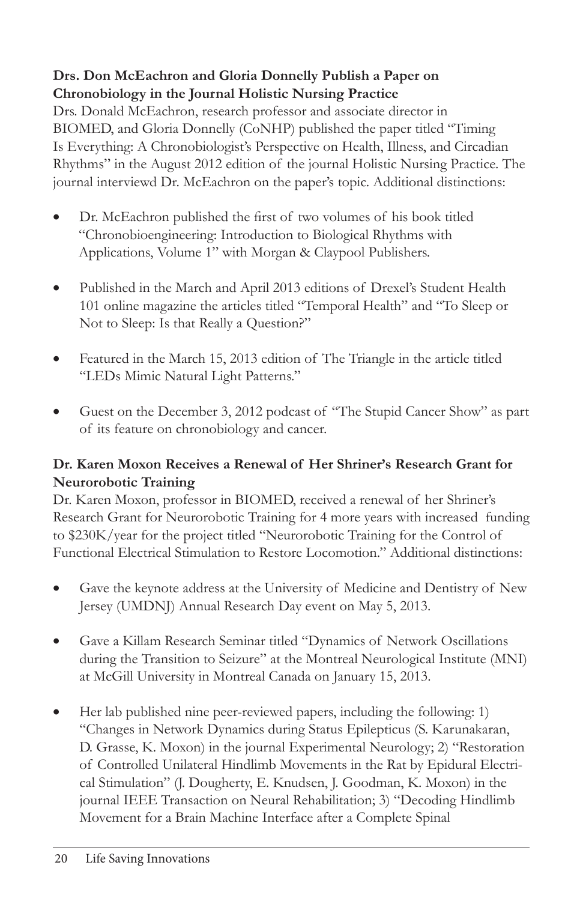**Drs. Don McEachron and Gloria Donnelly Publish a Paper on Chronobiology in the Journal Holistic Nursing Practice**

Drs. Donald McEachron, research professor and associate director in BIOMED, and Gloria Donnelly (CoNHP) published the paper titled "Timing Is Everything: A Chronobiologist's Perspective on Health, Illness, and Circadian Rhythms" in the August 2012 edition of the journal Holistic Nursing Practice. The journal interviewd Dr. McEachron on the paper's topic. Additional distinctions:

- Dr. McEachron published the first of two volumes of his book titled "Chronobioengineering: Introduction to Biological Rhythms with Applications, Volume 1" with Morgan & Claypool Publishers.
- Published in the March and April 2013 editions of Drexel's Student Health 101 online magazine the articles titled "Temporal Health" and "To Sleep or Not to Sleep: Is that Really a Question?"
- Featured in the March 15, 2013 edition of The Triangle in the article titled "LEDs Mimic Natural Light Patterns."
- Guest on the December 3, 2012 podcast of "The Stupid Cancer Show" as part of its feature on chronobiology and cancer.

**Dr. Karen Moxon Receives a Renewal of Her Shriner's Research Grant for Neurorobotic Training**

Dr. Karen Moxon, professor in BIOMED, received a renewal of her Shriner's Research Grant for Neurorobotic Training for 4 more years with increased funding to $230K/year for the project titled "Neurorobotic Training for the Control of Functional Electrical Stimulation to Restore Locomotion." Additional distinctions:

- Gave the keynote address at the University of Medicine and Dentistry of New Jersey (UMDNJ) Annual Research Day event on May 5, 2013.
- Gave a Killam Research Seminar titled "Dynamics of Network Oscillations during the Transition to Seizure" at the Montreal Neurological Institute (MNI) at McGill University in Montreal Canada on January 15, 2013.
- Her lab published nine peer-reviewed papers, including the following: 1) "Changes in Network Dynamics during Status Epilepticus (S. Karunakaran, D. Grasse, K. Moxon) in the journal Experimental Neurology; 2) "Restoration of Controlled Unilateral Hindlimb Movements in the Rat by Epidural Electrical Stimulation" (J. Dougherty, E. Knudsen, J. Goodman, K. Moxon) in the journal IEEE Transaction on Neural Rehabilitation; 3) "Decoding Hindlimb Movement for a Brain Machine Interface after a Complete Spinal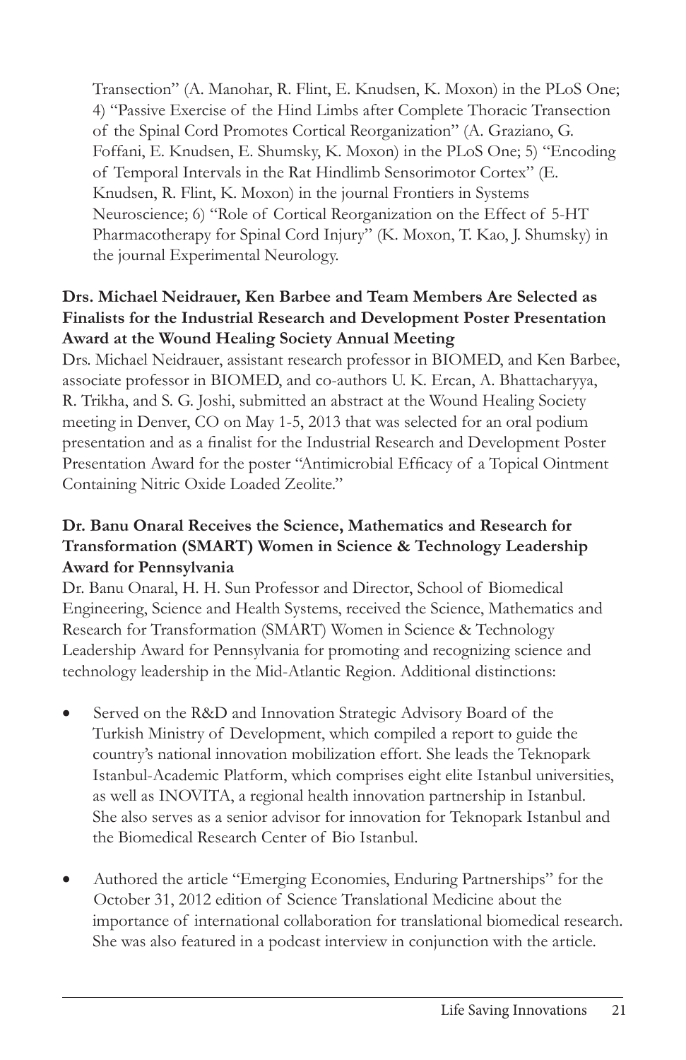Transection" (A. Manohar, R. Flint, E. Knudsen, K. Moxon) in the PLoS One; 4) "Passive Exercise of the Hind Limbs after Complete Thoracic Transection of the Spinal Cord Promotes Cortical Reorganization" (A. Graziano, G. Foffani, E. Knudsen, E. Shumsky, K. Moxon) in the PLoS One; 5) "Encoding of Temporal Intervals in the Rat Hindlimb Sensorimotor Cortex" (E. Knudsen, R. Flint, K. Moxon) in the journal Frontiers in Systems Neuroscience; 6) "Role of Cortical Reorganization on the Effect of 5-HT Pharmacotherapy for Spinal Cord Injury" (K. Moxon, T. Kao, J. Shumsky) in the journal Experimental Neurology.

**Drs. Michael Neidrauer, Ken Barbee and Team Members Are Selected as Finalists for the Industrial Research and Development Poster Presentation Award at the Wound Healing Society Annual Meeting**

Drs. Michael Neidrauer, assistant research professor in BIOMED, and Ken Barbee, associate professor in BIOMED, and co-authors U. K. Ercan, A. Bhattacharyya, R. Trikha, and S. G. Joshi, submitted an abstract at the Wound Healing Society meeting in Denver, CO on May 1-5, 2013 that was selected for an oral podium presentation and as a finalist for the Industrial Research and Development Poster Presentation Award for the poster "Antimicrobial Efficacy of a Topical Ointment Containing Nitric Oxide Loaded Zeolite."

**Dr. Banu Onaral Receives the Science, Mathematics and Research for Transformation (SMART) Women in Science & Technology Leadership Award for Pennsylvania**

Dr. Banu Onaral, H. H. Sun Professor and Director, School of Biomedical Engineering, Science and Health Systems, received the Science, Mathematics and Research for Transformation (SMART) Women in Science & Technology Leadership Award for Pennsylvania for promoting and recognizing science and technology leadership in the Mid-Atlantic Region. Additional distinctions:

- Served on the R&D and Innovation Strategic Advisory Board of the Turkish Ministry of Development, which compiled a report to guide the country's national innovation mobilization effort. She leads the Teknopark Istanbul-Academic Platform, which comprises eight elite Istanbul universities, as well as INOVITA, a regional health innovation partnership in Istanbul. She also serves as a senior advisor for innovation for Teknopark Istanbul and the Biomedical Research Center of Bio Istanbul.

- Authored the article "Emerging Economies, Enduring Partnerships" for the October 31, 2012 edition of Science Translational Medicine about the importance of international collaboration for translational biomedical research. She was also featured in a podcast interview in conjunction with the article.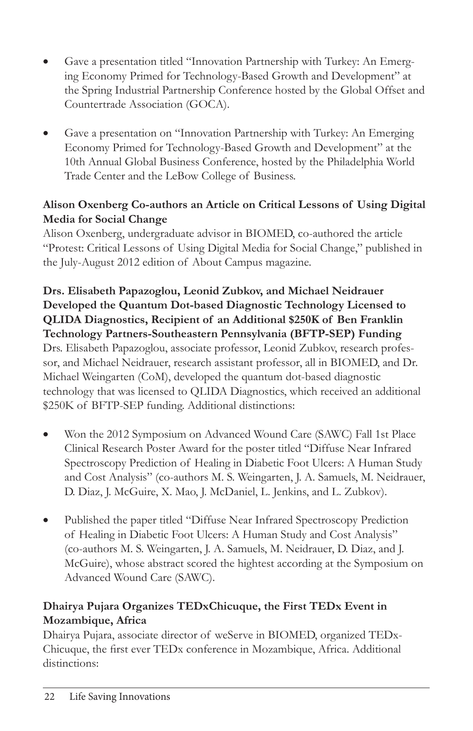- Gave a presentation titled "Innovation Partnership with Turkey: An Emerging Economy Primed for Technology-Based Growth and Development" at the Spring Industrial Partnership Conference hosted by the Global Offset and Countertrade Association (GOCA).

- Gave a presentation on "Innovation Partnership with Turkey: An Emerging Economy Primed for Technology-Based Growth and Development" at the 10th Annual Global Business Conference, hosted by the Philadelphia World Trade Center and the LeBow College of Business.

**Alison Oxenberg Co-authors an Article on Critical Lessons of Using Digital Media for Social Change**

Alison Oxenberg, undergraduate advisor in BIOMED, co-authored the article "Protest: Critical Lessons of Using Digital Media for Social Change," published in the July-August 2012 edition of About Campus magazine.

**Drs. Elisabeth Papazoglou, Leonid Zubkov, and Michael Neidrauer Developed the Quantum Dot-based Diagnostic Technology Licensed to QLIDA Diagnostics, Recipient of an Additional $250K of Ben Franklin Technology Partners-Southeastern Pennsylvania (BFTP-SEP) Funding**

Drs. Elisabeth Papazoglou, associate professor, Leonid Zubkov, research professor, and Michael Neidrauer, research assistant professor, all in BIOMED, and Dr. Michael Weingarten (CoM), developed the quantum dot-based diagnostic technology that was licensed to QLIDA Diagnostics, which received an additional $250K of BFTP-SEP funding. Additional distinctions:

- Won the 2012 Symposium on Advanced Wound Care (SAWC) Fall 1st Place Clinical Research Poster Award for the poster titled "Diffuse Near Infrared Spectroscopy Prediction of Healing in Diabetic Foot Ulcers: A Human Study and Cost Analysis" (co-authors M. S. Weingarten, J. A. Samuels, M. Neidrauer, D. Diaz, J. McGuire, X. Mao, J. McDaniel, L. Jenkins, and L. Zubkov).

- Published the paper titled "Diffuse Near Infrared Spectroscopy Prediction of Healing in Diabetic Foot Ulcers: A Human Study and Cost Analysis" (co-authors M. S. Weingarten, J. A. Samuels, M. Neidrauer, D. Diaz, and J. McGuire), whose abstract scored the hightest according at the Symposium on Advanced Wound Care (SAWC).

**Dhairya Pujara Organizes TEDxChicuque, the First TEDx Event in Mozambique, Africa**

Dhairya Pujara, associate director of weServe in BIOMED, organized TEDxChicuque, the first ever TEDx conference in Mozambique, Africa. Additional distinctions: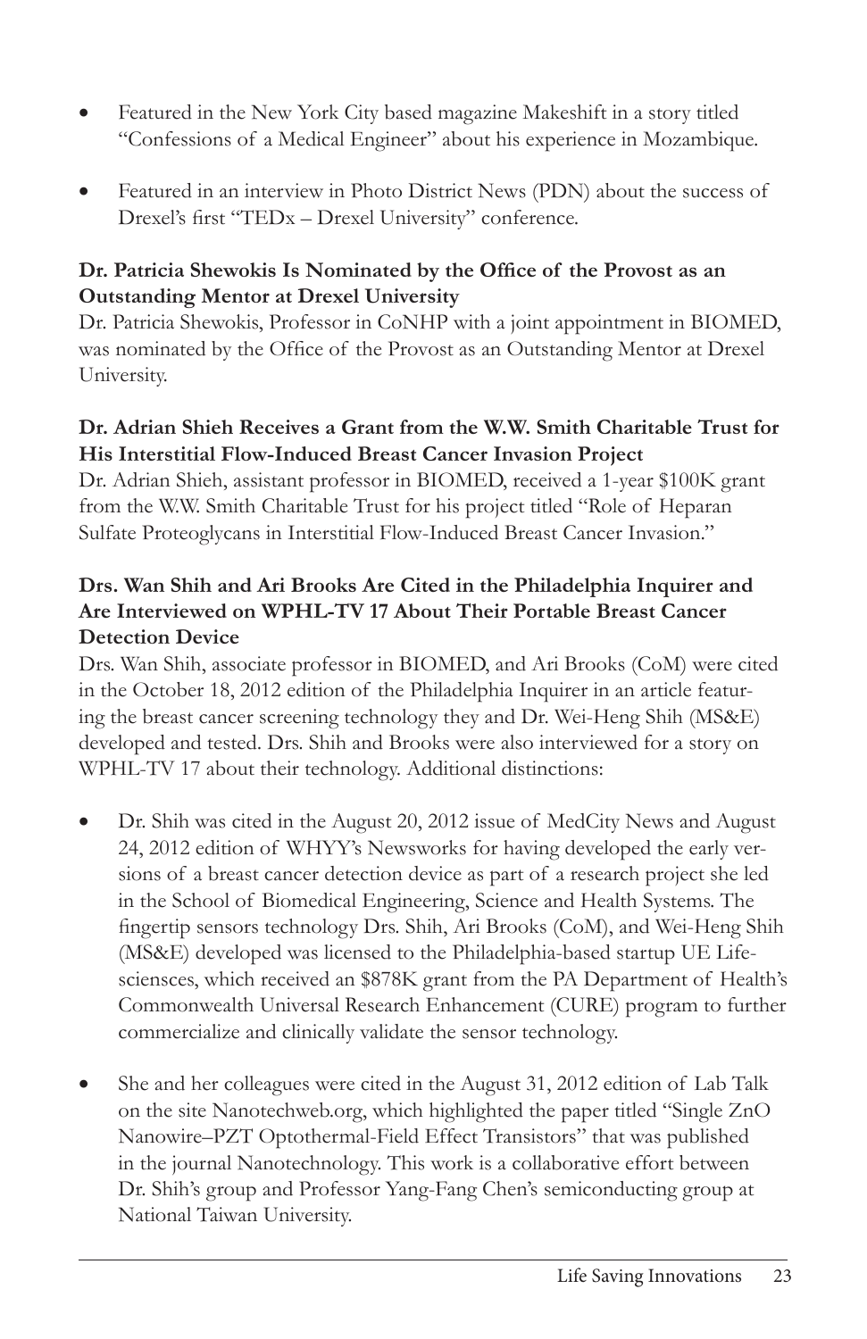- Featured in the New York City based magazine Makeshift in a story titled "Confessions of a Medical Engineer" about his experience in Mozambique.
- Featured in an interview in Photo District News (PDN) about the success of Drexel's first "TEDx – Drexel University" conference.

**Dr. Patricia Shewokis Is Nominated by the Office of the Provost as an Outstanding Mentor at Drexel University**

Dr. Patricia Shewokis, Professor in CoNHP with a joint appointment in BIOMED, was nominated by the Office of the Provost as an Outstanding Mentor at Drexel University.

**Dr. Adrian Shieh Receives a Grant from the W.W. Smith Charitable Trust for His Interstitial Flow-Induced Breast Cancer Invasion Project**

Dr. Adrian Shieh, assistant professor in BIOMED, received a 1-year $100K grant from the W.W. Smith Charitable Trust for his project titled "Role of Heparan Sulfate Proteoglycans in Interstitial Flow-Induced Breast Cancer Invasion."

**Drs. Wan Shih and Ari Brooks Are Cited in the Philadelphia Inquirer and Are Interviewed on WPHL-TV 17 About Their Portable Breast Cancer Detection Device**

Drs. Wan Shih, associate professor in BIOMED, and Ari Brooks (CoM) were cited in the October 18, 2012 edition of the Philadelphia Inquirer in an article featuring the breast cancer screening technology they and Dr. Wei-Heng Shih (MS&E) developed and tested. Drs. Shih and Brooks were also interviewed for a story on WPHL-TV 17 about their technology. Additional distinctions:

- Dr. Shih was cited in the August 20, 2012 issue of MedCity News and August 24, 2012 edition of WHYY's Newsworks for having developed the early versions of a breast cancer detection device as part of a research project she led in the School of Biomedical Engineering, Science and Health Systems. The fingertip sensors technology Drs. Shih, Ari Brooks (CoM), and Wei-Heng Shih (MS&E) developed was licensed to the Philadelphia-based startup UE Lifesciensces, which received an $878K grant from the PA Department of Health's Commonwealth Universal Research Enhancement (CURE) program to further commercialize and clinically validate the sensor technology.
- She and her colleagues were cited in the August 31, 2012 edition of Lab Talk on the site Nanotechweb.org, which highlighted the paper titled "Single ZnO Nanowire–PZT Optothermal-Field Effect Transistors" that was published in the journal Nanotechnology. This work is a collaborative effort between Dr. Shih's group and Professor Yang-Fang Chen's semiconducting group at National Taiwan University.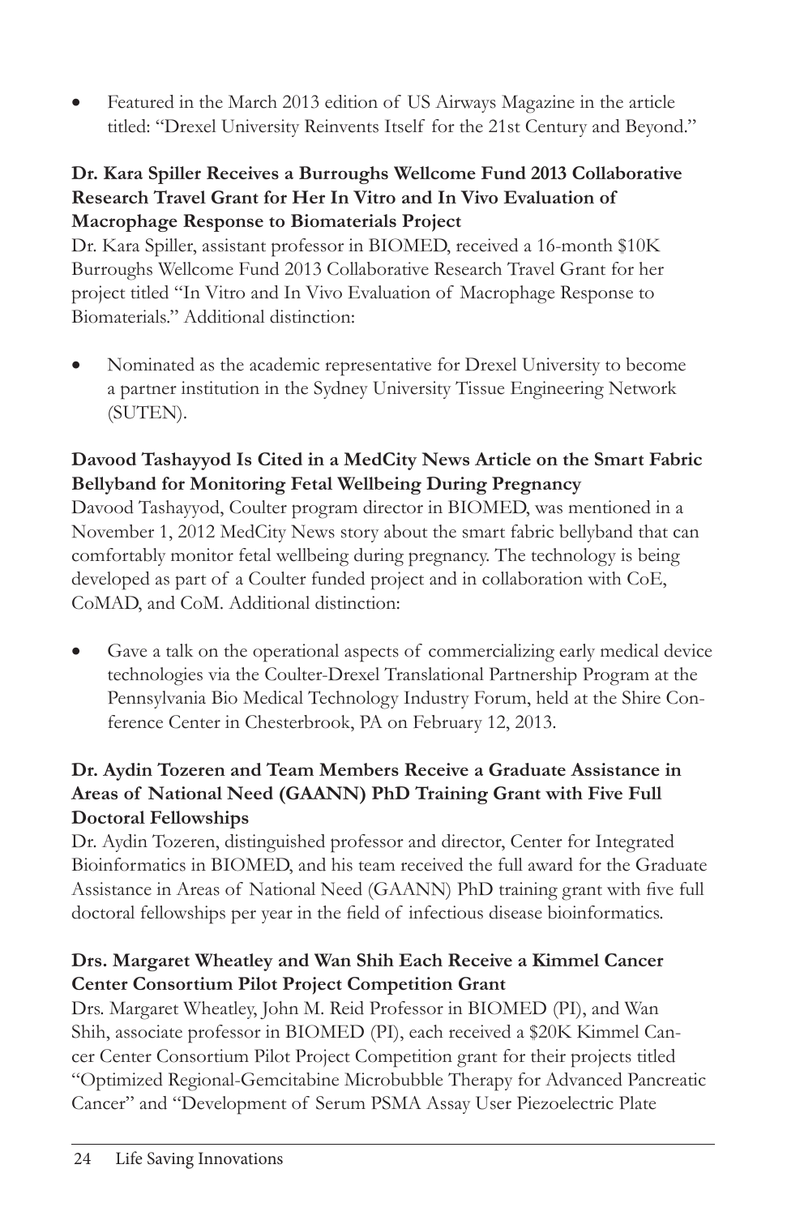- Featured in the March 2013 edition of US Airways Magazine in the article titled: "Drexel University Reinvents Itself for the 21st Century and Beyond."

**Dr. Kara Spiller Receives a Burroughs Wellcome Fund 2013 Collaborative Research Travel Grant for Her In Vitro and In Vivo Evaluation of Macrophage Response to Biomaterials Project**

Dr. Kara Spiller, assistant professor in BIOMED, received a 16-month $10K Burroughs Wellcome Fund 2013 Collaborative Research Travel Grant for her project titled "In Vitro and In Vivo Evaluation of Macrophage Response to Biomaterials." Additional distinction:

- Nominated as the academic representative for Drexel University to become a partner institution in the Sydney University Tissue Engineering Network (SUTEN).

**Davood Tashayyod Is Cited in a MedCity News Article on the Smart Fabric Bellyband for Monitoring Fetal Wellbeing During Pregnancy**

Davood Tashayyod, Coulter program director in BIOMED, was mentioned in a November 1, 2012 MedCity News story about the smart fabric bellyband that can comfortably monitor fetal wellbeing during pregnancy. The technology is being developed as part of a Coulter funded project and in collaboration with CoE, CoMAD, and CoM. Additional distinction:

- Gave a talk on the operational aspects of commercializing early medical device technologies via the Coulter-Drexel Translational Partnership Program at the Pennsylvania Bio Medical Technology Industry Forum, held at the Shire Conference Center in Chesterbrook, PA on February 12, 2013.

**Dr. Aydin Tozeren and Team Members Receive a Graduate Assistance in Areas of National Need (GAANN) PhD Training Grant with Five Full Doctoral Fellowships**

Dr. Aydin Tozeren, distinguished professor and director, Center for Integrated Bioinformatics in BIOMED, and his team received the full award for the Graduate Assistance in Areas of National Need (GAANN) PhD training grant with five full doctoral fellowships per year in the field of infectious disease bioinformatics.

**Drs. Margaret Wheatley and Wan Shih Each Receive a Kimmel Cancer Center Consortium Pilot Project Competition Grant**

Drs. Margaret Wheatley, John M. Reid Professor in BIOMED (PI), and Wan Shih, associate professor in BIOMED (PI), each received a $20K Kimmel Cancer Center Consortium Pilot Project Competition grant for their projects titled "Optimized Regional-Gemcitabine Microbubble Therapy for Advanced Pancreatic Cancer" and "Development of Serum PSMA Assay User Piezoelectric Plate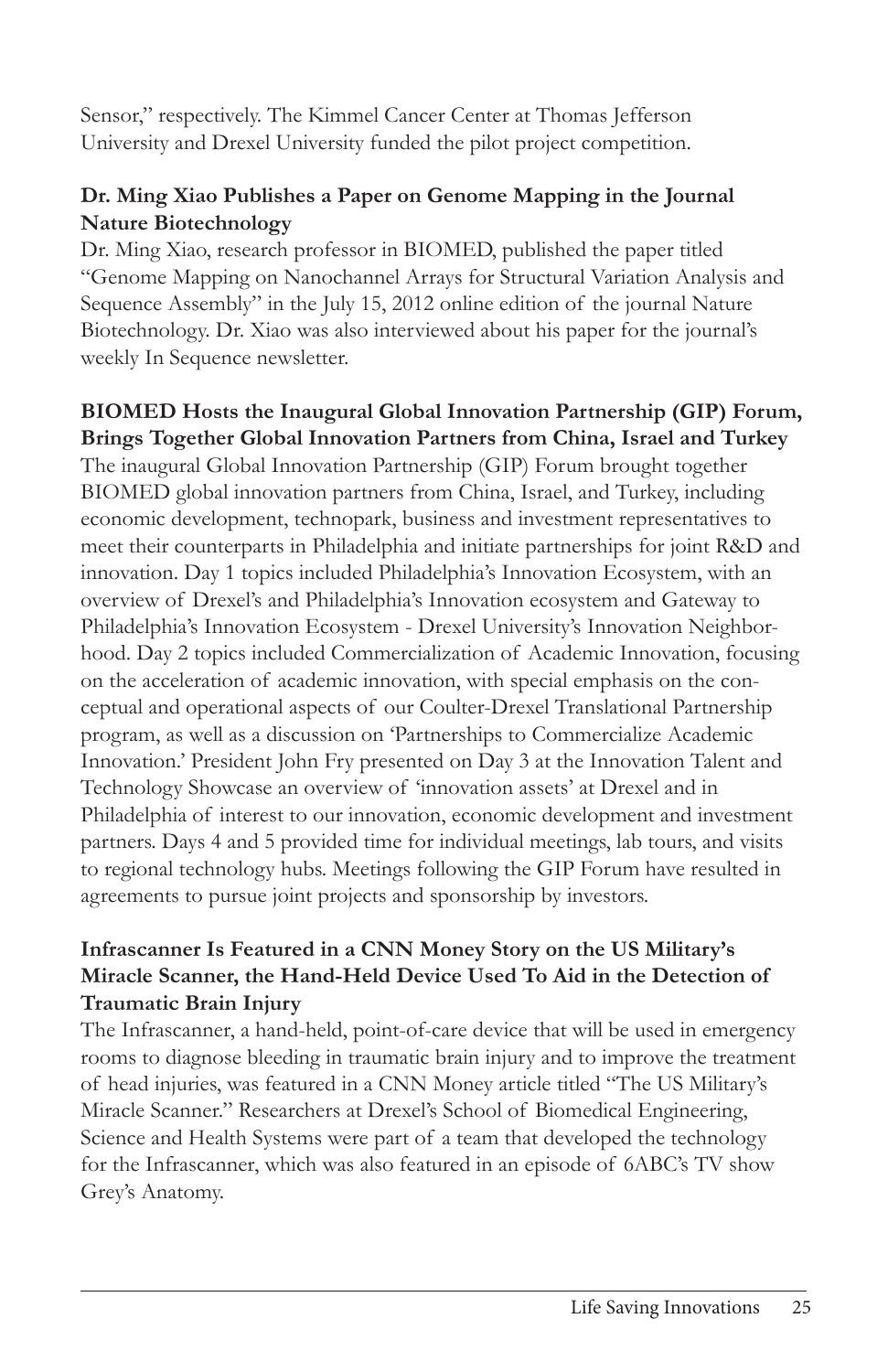Sensor," respectively. The Kimmel Cancer Center at Thomas Jefferson University and Drexel University funded the pilot project competition.

### Dr. Ming Xiao Publishes a Paper on Genome Mapping in the Journal Nature Biotechnology

Dr. Ming Xiao, research professor in BIOMED, published the paper titled "Genome Mapping on Nanochannel Arrays for Structural Variation Analysis and Sequence Assembly" in the July 15, 2012 online edition of the journal Nature Biotechnology. Dr. Xiao was also interviewed about his paper for the journal's weekly In Sequence newsletter.

### BIOMED Hosts the Inaugural Global Innovation Partnership (GIP) Forum, Brings Together Global Innovation Partners from China, Israel and Turkey

The inaugural Global Innovation Partnership (GIP) Forum brought together BIOMED global innovation partners from China, Israel, and Turkey, including economic development, technopark, business and investment representatives to meet their counterparts in Philadelphia and initiate partnerships for joint R&D and innovation. Day 1 topics included Philadelphia's Innovation Ecosystem, with an overview of Drexel's and Philadelphia's Innovation ecosystem and Gateway to Philadelphia's Innovation Ecosystem - Drexel University's Innovation Neighborhood. Day 2 topics included Commercialization of Academic Innovation, focusing on the acceleration of academic innovation, with special emphasis on the conceptual and operational aspects of our Coulter-Drexel Translational Partnership program, as well as a discussion on 'Partnerships to Commercialize Academic Innovation.' President John Fry presented on Day 3 at the Innovation Talent and Technology Showcase an overview of 'innovation assets' at Drexel and in Philadelphia of interest to our innovation, economic development and investment partners. Days 4 and 5 provided time for individual meetings, lab tours, and visits to regional technology hubs. Meetings following the GIP Forum have resulted in agreements to pursue joint projects and sponsorship by investors.

### Infrascanner Is Featured in a CNN Money Story on the US Military's Miracle Scanner, the Hand-Held Device Used To Aid in the Detection of Traumatic Brain Injury

The Infrascanner, a hand-held, point-of-care device that will be used in emergency rooms to diagnose bleeding in traumatic brain injury and to improve the treatment of head injuries, was featured in a CNN Money article titled "The US Military's Miracle Scanner." Researchers at Drexel's School of Biomedical Engineering, Science and Health Systems were part of a team that developed the technology for the Infrascanner, which was also featured in an episode of 6ABC's TV show Grey's Anatomy.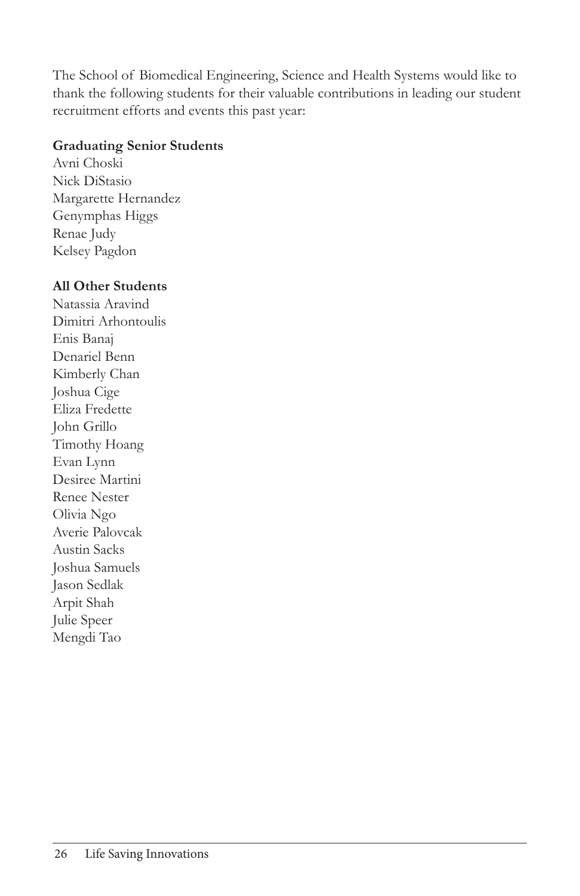The School of Biomedical Engineering, Science and Health Systems would like to thank the following students for their valuable contributions in leading our student recruitment efforts and events this past year:

**Graduating Senior Students**

Avni Choski
Nick DiStasio
Margarette Hernandez
Genymphas Higgs
Renae Judy
Kelsey Pagdon

**All Other Students**

Natassia Aravind
Dimitri Arhontoulis
Enis Banaj
Denariel Benn
Kimberly Chan
Joshua Cige
Eliza Fredette
John Grillo
Timothy Hoang
Evan Lynn
Desiree Martini
Renee Nester
Olivia Ngo
Averie Palovcak
Austin Sacks
Joshua Samuels
Jason Sedlak
Arpit Shah
Julie Speer
Mengdi Tao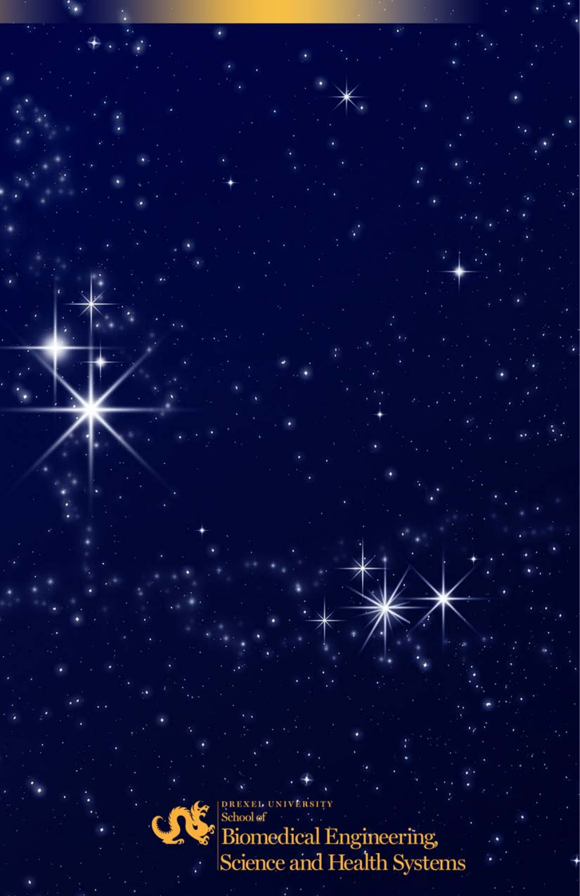DREXEL UNIVERSITY

School of

Biomedical Engineering, Science and Health Systems